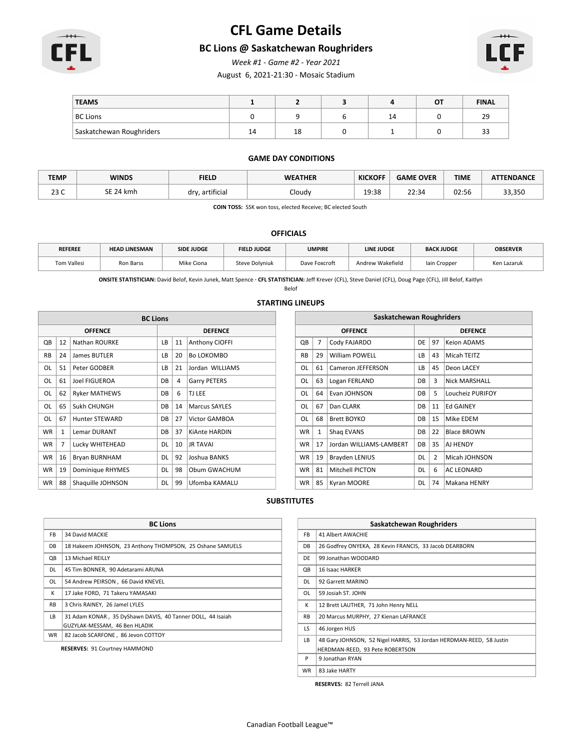# CFL Game Details

## BC Lions @ Saskatchewan Roughriders

*Week #1 - Game #2 - Year 2021*

August 6, 2021-21:30 - Mosaic Stadium

| TEAMS | 1 | 2 | 3 | 4 | OT | FINAL |
|---|---|---|---|---|---|---|
| BC Lions | 0 | 9 | 6 | 14 | 0 | 29 |
| Saskatchewan Roughriders | 14 | 18 | 0 | 1 | 0 | 33 |

### GAME DAY CONDITIONS

| TEMP | WINDS | FIELD | WEATHER | KICKOFF | GAME OVER | TIME | ATTENDANCE |
|---|---|---|---|---|---|---|---|
| 23 C | SE 24 kmh | dry, artificial | Cloudy | 19:38 | 22:34 | 02:56 | 33,350 |

**COIN TOSS:** SSK won toss, elected Receive; BC elected South

### OFFICIALS

| REFEREE | HEAD LINESMAN | SIDE JUDGE | FIELD JUDGE | UMPIRE | LINE JUDGE | BACK JUDGE | OBSERVER |
|---|---|---|---|---|---|---|---|
| Tom Vallesi | Ron Barss | Mike Ciona | Steve Dolyniuk | Dave Foxcroft | Andrew Wakefield | Iain Cropper | Ken Lazaruk |

**ONSITE STATISTICIAN:** David Belof, Kevin Junek, Matt Spence · **CFL STATISTICIAN:** Jeff Krever (CFL), Steve Daniel (CFL), Doug Page (CFL), Jill Belof, Kaitlyn Belof

### STARTING LINEUPS

**BC Lions**

| OFFENCE | | | DEFENCE | | |
|---|---|---|---|---|---|
| QB | 12 | Nathan ROURKE | LB | 11 | Anthony CIOFFI |
| RB | 24 | James BUTLER | LB | 20 | Bo LOKOMBO |
| OL | 51 | Peter GODBER | LB | 21 | Jordan WILLIAMS |
| OL | 61 | Joel FIGUEROA | DB | 4 | Garry PETERS |
| OL | 62 | Ryker MATHEWS | DB | 6 | TJ LEE |
| OL | 65 | Sukh CHUNGH | DB | 14 | Marcus SAYLES |
| OL | 67 | Hunter STEWARD | DB | 27 | Victor GAMBOA |
| WR | 1 | Lemar DURANT | DB | 37 | KiAnte HARDIN |
| WR | 7 | Lucky WHITEHEAD | DL | 10 | JR TAVAI |
| WR | 16 | Bryan BURNHAM | DL | 92 | Joshua BANKS |
| WR | 19 | Dominique RHYMES | DL | 98 | Obum GWACHUM |
| WR | 88 | Shaquille JOHNSON | DL | 99 | Ufomba KAMALU |

**Saskatchewan Roughriders**

| OFFENCE | | | DEFENCE | | |
|---|---|---|---|---|---|
| QB | 7 | Cody FAJARDO | DE | 97 | Keion ADAMS |
| RB | 29 | William POWELL | LB | 43 | Micah TEITZ |
| OL | 61 | Cameron JEFFERSON | LB | 45 | Deon LACEY |
| OL | 63 | Logan FERLAND | DB | 3 | Nick MARSHALL |
| OL | 64 | Evan JOHNSON | DB | 5 | Loucheiz PURIFOY |
| OL | 67 | Dan CLARK | DB | 11 | Ed GAINEY |
| OL | 68 | Brett BOYKO | DB | 15 | Mike EDEM |
| WR | 1 | Shaq EVANS | DB | 22 | Blace BROWN |
| WR | 17 | Jordan WILLIAMS-LAMBERT | DB | 35 | AJ HENDY |
| WR | 19 | Brayden LENIUS | DL | 2 | Micah JOHNSON |
| WR | 81 | Mitchell PICTON | DL | 6 | AC LEONARD |
| WR | 85 | Kyran MOORE | DL | 74 | Makana HENRY |

### SUBSTITUTES

**BC Lions**

| | |
|---|---|
| FB | 34 David MACKIE |
| DB | 18 Hakeem JOHNSON, 23 Anthony THOMPSON, 25 Oshane SAMUELS |
| QB | 13 Michael REILLY |
| DL | 45 Tim BONNER, 90 Adetarami ARUNA |
| OL | 54 Andrew PEIRSON , 66 David KNEVEL |
| K | 17 Jake FORD, 71 Takeru YAMASAKI |
| RB | 3 Chris RAINEY, 26 Jamel LYLES |
| LB | 31 Adam KONAR , 35 DyShawn DAVIS, 40 Tanner DOLL, 44 Isaiah GUZYLAK-MESSAM, 46 Ben HLADIK |
| WR | 82 Jacob SCARFONE , 86 Jevon COTTOY |

**RESERVES:** 91 Courtney HAMMOND

**Saskatchewan Roughriders**

| | |
|---|---|
| FB | 41 Albert AWACHIE |
| DB | 26 Godfrey ONYEKA, 28 Kevin FRANCIS, 33 Jacob DEARBORN |
| DE | 99 Jonathan WOODARD |
| QB | 16 Isaac HARKER |
| DL | 92 Garrett MARINO |
| OL | 59 Josiah ST. JOHN |
| K | 12 Brett LAUTHER, 71 John Henry NELL |
| RB | 20 Marcus MURPHY, 27 Kienan LAFRANCE |
| LS | 46 Jorgen HUS |
| LB | 48 Gary JOHNSON, 52 Nigel HARRIS, 53 Jordan HERDMAN-REED, 58 Justin HERDMAN-REED, 93 Pete ROBERTSON |
| P | 9 Jonathan RYAN |
| WR | 83 Jake HARTY |

**RESERVES:** 82 Terrell JANA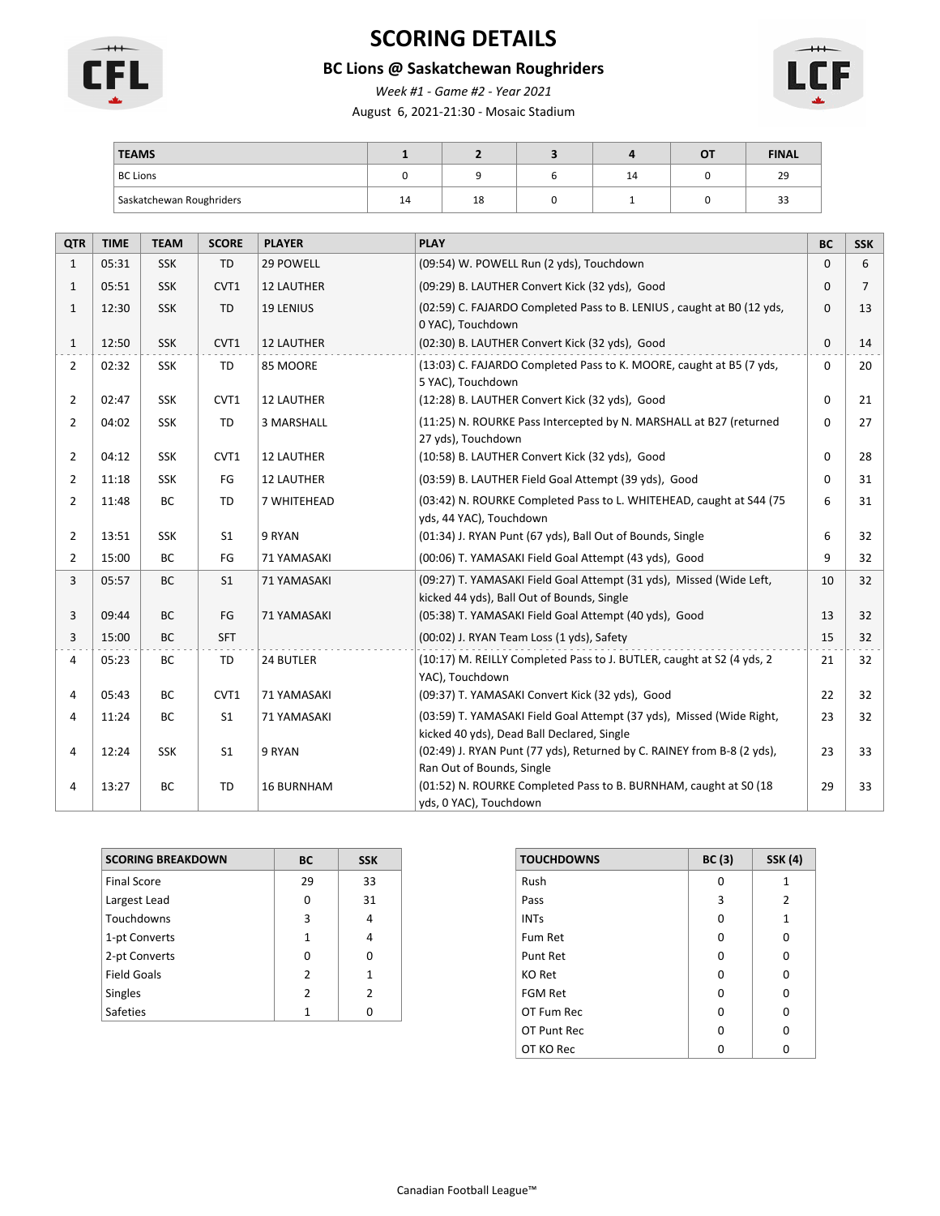# SCORING DETAILS

## BC Lions @ Saskatchewan Roughriders

*Week #1 - Game #2 - Year 2021*

August 6, 2021-21:30 - Mosaic Stadium

| TEAMS | 1 | 2 | 3 | 4 | OT | FINAL |
|---|---|---|---|---|---|---|
| BC Lions | 0 | 9 | 6 | 14 | 0 | 29 |
| Saskatchewan Roughriders | 14 | 18 | 0 | 1 | 0 | 33 |

| QTR | TIME | TEAM | SCORE | PLAYER | PLAY | BC | SSK |
|---|---|---|---|---|---|---|---|
| 1 | 05:31 | SSK | TD | 29 POWELL | (09:54) W. POWELL Run (2 yds), Touchdown | 0 | 6 |
| 1 | 05:51 | SSK | CVT1 | 12 LAUTHER | (09:29) B. LAUTHER Convert Kick (32 yds), Good | 0 | 7 |
| 1 | 12:30 | SSK | TD | 19 LENIUS | (02:59) C. FAJARDO Completed Pass to B. LENIUS , caught at B0 (12 yds, 0 YAC), Touchdown | 0 | 13 |
| 1 | 12:50 | SSK | CVT1 | 12 LAUTHER | (02:30) B. LAUTHER Convert Kick (32 yds), Good | 0 | 14 |
| 2 | 02:32 | SSK | TD | 85 MOORE | (13:03) C. FAJARDO Completed Pass to K. MOORE, caught at B5 (7 yds, 5 YAC), Touchdown | 0 | 20 |
| 2 | 02:47 | SSK | CVT1 | 12 LAUTHER | (12:28) B. LAUTHER Convert Kick (32 yds), Good | 0 | 21 |
| 2 | 04:02 | SSK | TD | 3 MARSHALL | (11:25) N. ROURKE Pass Intercepted by N. MARSHALL at B27 (returned 27 yds), Touchdown | 0 | 27 |
| 2 | 04:12 | SSK | CVT1 | 12 LAUTHER | (10:58) B. LAUTHER Convert Kick (32 yds), Good | 0 | 28 |
| 2 | 11:18 | SSK | FG | 12 LAUTHER | (03:59) B. LAUTHER Field Goal Attempt (39 yds), Good | 0 | 31 |
| 2 | 11:48 | BC | TD | 7 WHITEHEAD | (03:42) N. ROURKE Completed Pass to L. WHITEHEAD, caught at S44 (75 yds, 44 YAC), Touchdown | 6 | 31 |
| 2 | 13:51 | SSK | S1 | 9 RYAN | (01:34) J. RYAN Punt (67 yds), Ball Out of Bounds, Single | 6 | 32 |
| 2 | 15:00 | BC | FG | 71 YAMASAKI | (00:06) T. YAMASAKI Field Goal Attempt (43 yds), Good | 9 | 32 |
| 3 | 05:57 | BC | S1 | 71 YAMASAKI | (09:27) T. YAMASAKI Field Goal Attempt (31 yds), Missed (Wide Left, kicked 44 yds), Ball Out of Bounds, Single | 10 | 32 |
| 3 | 09:44 | BC | FG | 71 YAMASAKI | (05:38) T. YAMASAKI Field Goal Attempt (40 yds), Good | 13 | 32 |
| 3 | 15:00 | BC | SFT | | (00:02) J. RYAN Team Loss (1 yds), Safety | 15 | 32 |
| 4 | 05:23 | BC | TD | 24 BUTLER | (10:17) M. REILLY Completed Pass to J. BUTLER, caught at S2 (4 yds, 2 YAC), Touchdown | 21 | 32 |
| 4 | 05:43 | BC | CVT1 | 71 YAMASAKI | (09:37) T. YAMASAKI Convert Kick (32 yds), Good | 22 | 32 |
| 4 | 11:24 | BC | S1 | 71 YAMASAKI | (03:59) T. YAMASAKI Field Goal Attempt (37 yds), Missed (Wide Right, kicked 40 yds), Dead Ball Declared, Single | 23 | 32 |
| 4 | 12:24 | SSK | S1 | 9 RYAN | (02:49) J. RYAN Punt (77 yds), Returned by C. RAINEY from B-8 (2 yds), Ran Out of Bounds, Single | 23 | 33 |
| 4 | 13:27 | BC | TD | 16 BURNHAM | (01:52) N. ROURKE Completed Pass to B. BURNHAM, caught at S0 (18 yds, 0 YAC), Touchdown | 29 | 33 |

| SCORING BREAKDOWN | BC | SSK |
|---|---|---|
| Final Score | 29 | 33 |
| Largest Lead | 0 | 31 |
| Touchdowns | 3 | 4 |
| 1-pt Converts | 1 | 4 |
| 2-pt Converts | 0 | 0 |
| Field Goals | 2 | 1 |
| Singles | 2 | 2 |
| Safeties | 1 | 0 |

| TOUCHDOWNS | BC (3) | SSK (4) |
|---|---|---|
| Rush | 0 | 1 |
| Pass | 3 | 2 |
| INTs | 0 | 1 |
| Fum Ret | 0 | 0 |
| Punt Ret | 0 | 0 |
| KO Ret | 0 | 0 |
| FGM Ret | 0 | 0 |
| OT Fum Rec | 0 | 0 |
| OT Punt Rec | 0 | 0 |
| OT KO Rec | 0 | 0 |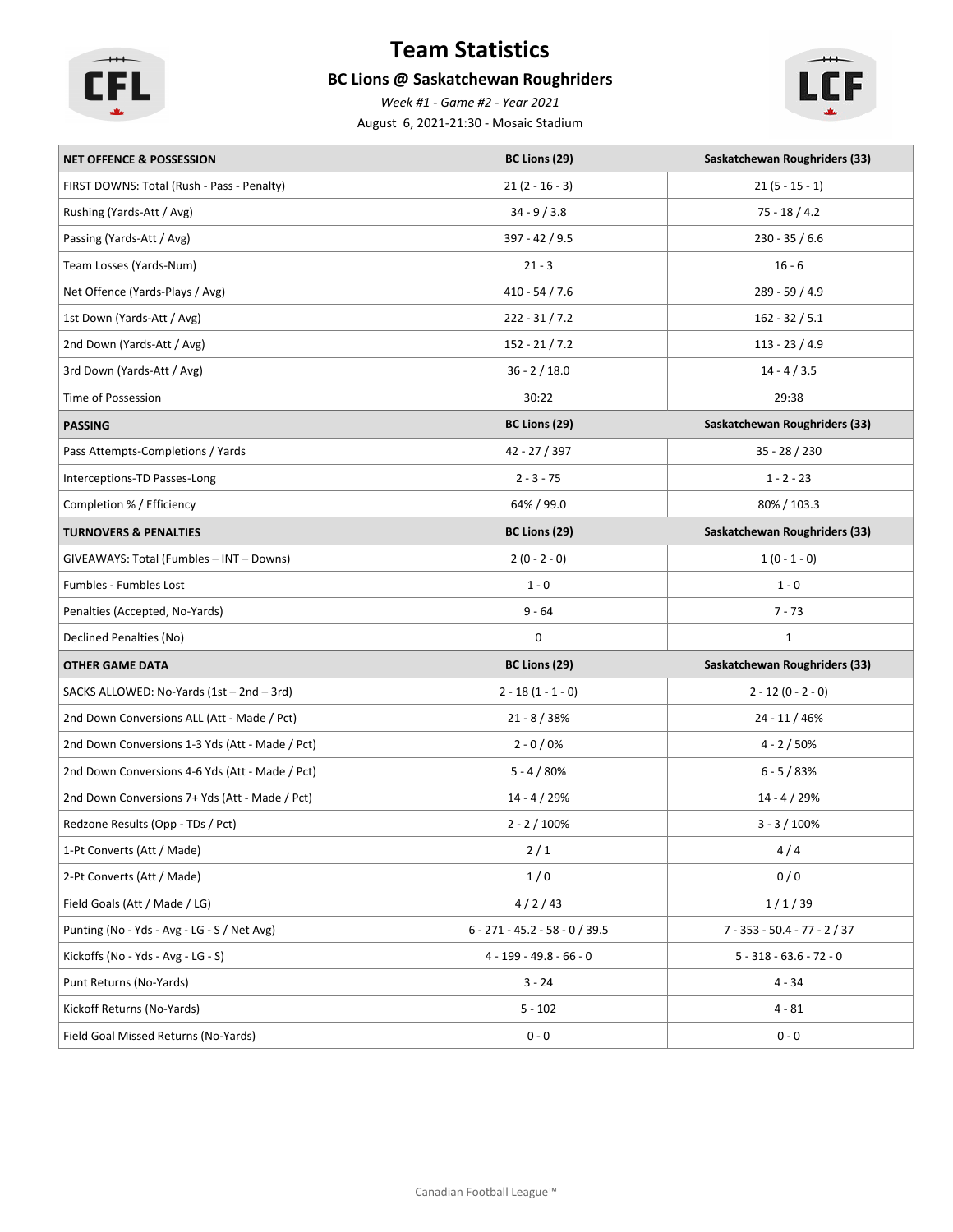# Team Statistics

## BC Lions @ Saskatchewan Roughriders

*Week #1 - Game #2 - Year 2021*

August 6, 2021-21:30 - Mosaic Stadium

| NET OFFENCE & POSSESSION | BC Lions (29) | Saskatchewan Roughriders (33) |
|---|---|---|
| FIRST DOWNS: Total (Rush - Pass - Penalty) | 21 (2 - 16 - 3) | 21 (5 - 15 - 1) |
| Rushing (Yards-Att / Avg) | 34 - 9 / 3.8 | 75 - 18 / 4.2 |
| Passing (Yards-Att / Avg) | 397 - 42 / 9.5 | 230 - 35 / 6.6 |
| Team Losses (Yards-Num) | 21 - 3 | 16 - 6 |
| Net Offence (Yards-Plays / Avg) | 410 - 54 / 7.6 | 289 - 59 / 4.9 |
| 1st Down (Yards-Att / Avg) | 222 - 31 / 7.2 | 162 - 32 / 5.1 |
| 2nd Down (Yards-Att / Avg) | 152 - 21 / 7.2 | 113 - 23 / 4.9 |
| 3rd Down (Yards-Att / Avg) | 36 - 2 / 18.0 | 14 - 4 / 3.5 |
| Time of Possession | 30:22 | 29:38 |
| **PASSING** | **BC Lions (29)** | **Saskatchewan Roughriders (33)** |
| Pass Attempts-Completions / Yards | 42 - 27 / 397 | 35 - 28 / 230 |
| Interceptions-TD Passes-Long | 2 - 3 - 75 | 1 - 2 - 23 |
| Completion % / Efficiency | 64% / 99.0 | 80% / 103.3 |
| **TURNOVERS & PENALTIES** | **BC Lions (29)** | **Saskatchewan Roughriders (33)** |
| GIVEAWAYS: Total (Fumbles – INT – Downs) | 2 (0 - 2 - 0) | 1 (0 - 1 - 0) |
| Fumbles - Fumbles Lost | 1 - 0 | 1 - 0 |
| Penalties (Accepted, No-Yards) | 9 - 64 | 7 - 73 |
| Declined Penalties (No) | 0 | 1 |
| **OTHER GAME DATA** | **BC Lions (29)** | **Saskatchewan Roughriders (33)** |
| SACKS ALLOWED: No-Yards (1st – 2nd – 3rd) | 2 - 18 (1 - 1 - 0) | 2 - 12 (0 - 2 - 0) |
| 2nd Down Conversions ALL (Att - Made / Pct) | 21 - 8 / 38% | 24 - 11 / 46% |
| 2nd Down Conversions 1-3 Yds (Att - Made / Pct) | 2 - 0 / 0% | 4 - 2 / 50% |
| 2nd Down Conversions 4-6 Yds (Att - Made / Pct) | 5 - 4 / 80% | 6 - 5 / 83% |
| 2nd Down Conversions 7+ Yds (Att - Made / Pct) | 14 - 4 / 29% | 14 - 4 / 29% |
| Redzone Results (Opp - TDs / Pct) | 2 - 2 / 100% | 3 - 3 / 100% |
| 1-Pt Converts (Att / Made) | 2 / 1 | 4 / 4 |
| 2-Pt Converts (Att / Made) | 1 / 0 | 0 / 0 |
| Field Goals (Att / Made / LG) | 4 / 2 / 43 | 1 / 1 / 39 |
| Punting (No - Yds - Avg - LG - S / Net Avg) | 6 - 271 - 45.2 - 58 - 0 / 39.5 | 7 - 353 - 50.4 - 77 - 2 / 37 |
| Kickoffs (No - Yds - Avg - LG - S) | 4 - 199 - 49.8 - 66 - 0 | 5 - 318 - 63.6 - 72 - 0 |
| Punt Returns (No-Yards) | 3 - 24 | 4 - 34 |
| Kickoff Returns (No-Yards) | 5 - 102 | 4 - 81 |
| Field Goal Missed Returns (No-Yards) | 0 - 0 | 0 - 0 |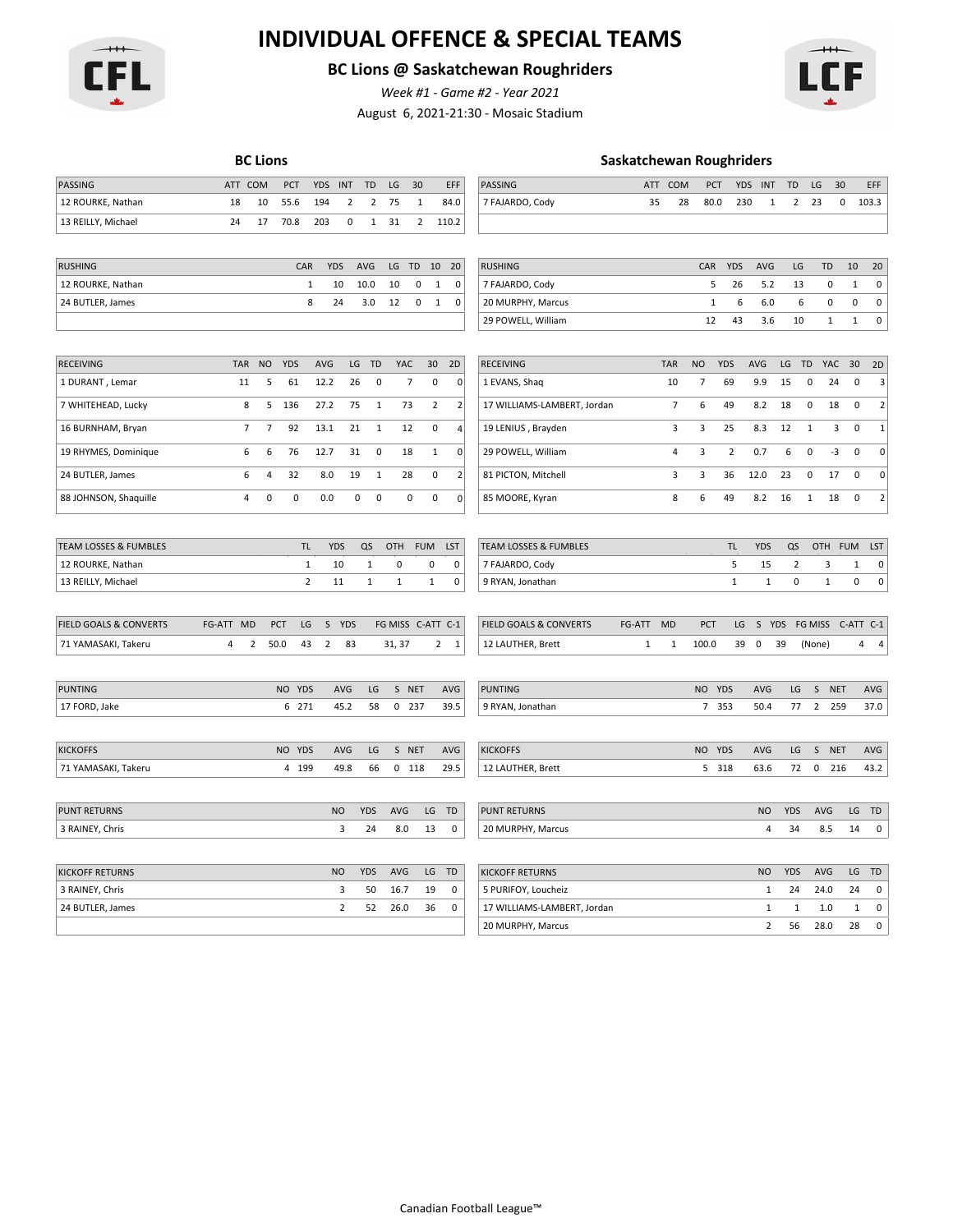# INDIVIDUAL OFFENCE & SPECIAL TEAMS

## BC Lions @ Saskatchewan Roughriders

*Week #1 - Game #2 - Year 2021*

August 6, 2021-21:30 - Mosaic Stadium

### BC Lions

| PASSING | ATT | COM | PCT | YDS | INT | TD | LG | 30 | EFF |
|---|---|---|---|---|---|---|---|---|---|
| 12 ROURKE, Nathan | 18 | 10 | 55.6 | 194 | 2 | 2 | 75 | 1 | 84.0 |
| 13 REILLY, Michael | 24 | 17 | 70.8 | 203 | 0 | 1 | 31 | 2 | 110.2 |

| RUSHING | CAR | YDS | AVG | LG | TD | 10 | 20 |
|---|---|---|---|---|---|---|---|
| 12 ROURKE, Nathan | 1 | 10 | 10.0 | 10 | 0 | 1 | 0 |
| 24 BUTLER, James | 8 | 24 | 3.0 | 12 | 0 | 1 | 0 |

| RECEIVING | TAR | NO | YDS | AVG | LG | TD | YAC | 30 | 2D |
|---|---|---|---|---|---|---|---|---|---|
| 1 DURANT , Lemar | 11 | 5 | 61 | 12.2 | 26 | 0 | 7 | 0 | 0 |
| 7 WHITEHEAD, Lucky | 8 | 5 | 136 | 27.2 | 75 | 1 | 73 | 2 | 2 |
| 16 BURNHAM, Bryan | 7 | 7 | 92 | 13.1 | 21 | 1 | 12 | 0 | 4 |
| 19 RHYMES, Dominique | 6 | 6 | 76 | 12.7 | 31 | 0 | 18 | 1 | 0 |
| 24 BUTLER, James | 6 | 4 | 32 | 8.0 | 19 | 1 | 28 | 0 | 2 |
| 88 JOHNSON, Shaquille | 4 | 0 | 0 | 0.0 | 0 | 0 | 0 | 0 | 0 |

| TEAM LOSSES & FUMBLES | TL | YDS | QS | OTH | FUM | LST |
|---|---|---|---|---|---|---|
| 12 ROURKE, Nathan | 1 | 10 | 1 | 0 | 0 | 0 |
| 13 REILLY, Michael | 2 | 11 | 1 | 1 | 1 | 0 |

| FIELD GOALS & CONVERTS | FG-ATT | MD | PCT | LG | S | YDS | FG MISS | C-ATT | C-1 |
|---|---|---|---|---|---|---|---|---|---|
| 71 YAMASAKI, Takeru | 4 | 2 | 50.0 | 43 | 2 | 83 | 31, 37 | 2 | 1 |

| PUNTING | NO | YDS | AVG | LG | S | NET | AVG |
|---|---|---|---|---|---|---|---|
| 17 FORD, Jake | 6 | 271 | 45.2 | 58 | 0 | 237 | 39.5 |

| KICKOFFS | NO | YDS | AVG | LG | S | NET | AVG |
|---|---|---|---|---|---|---|---|
| 71 YAMASAKI, Takeru | 4 | 199 | 49.8 | 66 | 0 | 118 | 29.5 |

| PUNT RETURNS | NO | YDS | AVG | LG | TD |
|---|---|---|---|---|---|
| 3 RAINEY, Chris | 3 | 24 | 8.0 | 13 | 0 |

| KICKOFF RETURNS | NO | YDS | AVG | LG | TD |
|---|---|---|---|---|---|
| 3 RAINEY, Chris | 3 | 50 | 16.7 | 19 | 0 |
| 24 BUTLER, James | 2 | 52 | 26.0 | 36 | 0 |

### Saskatchewan Roughriders

| PASSING | ATT | COM | PCT | YDS | INT | TD | LG | 30 | EFF |
|---|---|---|---|---|---|---|---|---|---|
| 7 FAJARDO, Cody | 35 | 28 | 80.0 | 230 | 1 | 2 | 23 | 0 | 103.3 |

| RUSHING | CAR | YDS | AVG | LG | TD | 10 | 20 |
|---|---|---|---|---|---|---|---|
| 7 FAJARDO, Cody | 5 | 26 | 5.2 | 13 | 0 | 1 | 0 |
| 20 MURPHY, Marcus | 1 | 6 | 6.0 | 6 | 0 | 0 | 0 |
| 29 POWELL, William | 12 | 43 | 3.6 | 10 | 1 | 1 | 0 |

| RECEIVING | TAR | NO | YDS | AVG | LG | TD | YAC | 30 | 2D |
|---|---|---|---|---|---|---|---|---|---|
| 1 EVANS, Shaq | 10 | 7 | 69 | 9.9 | 15 | 0 | 24 | 0 | 3 |
| 17 WILLIAMS-LAMBERT, Jordan | 7 | 6 | 49 | 8.2 | 18 | 0 | 18 | 0 | 2 |
| 19 LENIUS , Brayden | 3 | 3 | 25 | 8.3 | 12 | 1 | 3 | 0 | 1 |
| 29 POWELL, William | 4 | 3 | 2 | 0.7 | 6 | 0 | -3 | 0 | 0 |
| 81 PICTON, Mitchell | 3 | 3 | 36 | 12.0 | 23 | 0 | 17 | 0 | 0 |
| 85 MOORE, Kyran | 8 | 6 | 49 | 8.2 | 16 | 1 | 18 | 0 | 2 |

| TEAM LOSSES & FUMBLES | TL | YDS | QS | OTH | FUM | LST |
|---|---|---|---|---|---|---|
| 7 FAJARDO, Cody | 5 | 15 | 2 | 3 | 1 | 0 |
| 9 RYAN, Jonathan | 1 | 1 | 0 | 1 | 0 | 0 |

| FIELD GOALS & CONVERTS | FG-ATT | MD | PCT | LG | S | YDS | FG MISS | C-ATT | C-1 |
|---|---|---|---|---|---|---|---|---|---|
| 12 LAUTHER, Brett | 1 | 1 | 100.0 | 39 | 0 | 39 | (None) | 4 | 4 |

| PUNTING | NO | YDS | AVG | LG | S | NET | AVG |
|---|---|---|---|---|---|---|---|
| 9 RYAN, Jonathan | 7 | 353 | 50.4 | 77 | 2 | 259 | 37.0 |

| KICKOFFS | NO | YDS | AVG | LG | S | NET | AVG |
|---|---|---|---|---|---|---|---|
| 12 LAUTHER, Brett | 5 | 318 | 63.6 | 72 | 0 | 216 | 43.2 |

| PUNT RETURNS | NO | YDS | AVG | LG | TD |
|---|---|---|---|---|---|
| 20 MURPHY, Marcus | 4 | 34 | 8.5 | 14 | 0 |

| KICKOFF RETURNS | NO | YDS | AVG | LG | TD |
|---|---|---|---|---|---|
| 5 PURIFOY, Loucheiz | 1 | 24 | 24.0 | 24 | 0 |
| 17 WILLIAMS-LAMBERT, Jordan | 1 | 1 | 1.0 | 1 | 0 |
| 20 MURPHY, Marcus | 2 | 56 | 28.0 | 28 | 0 |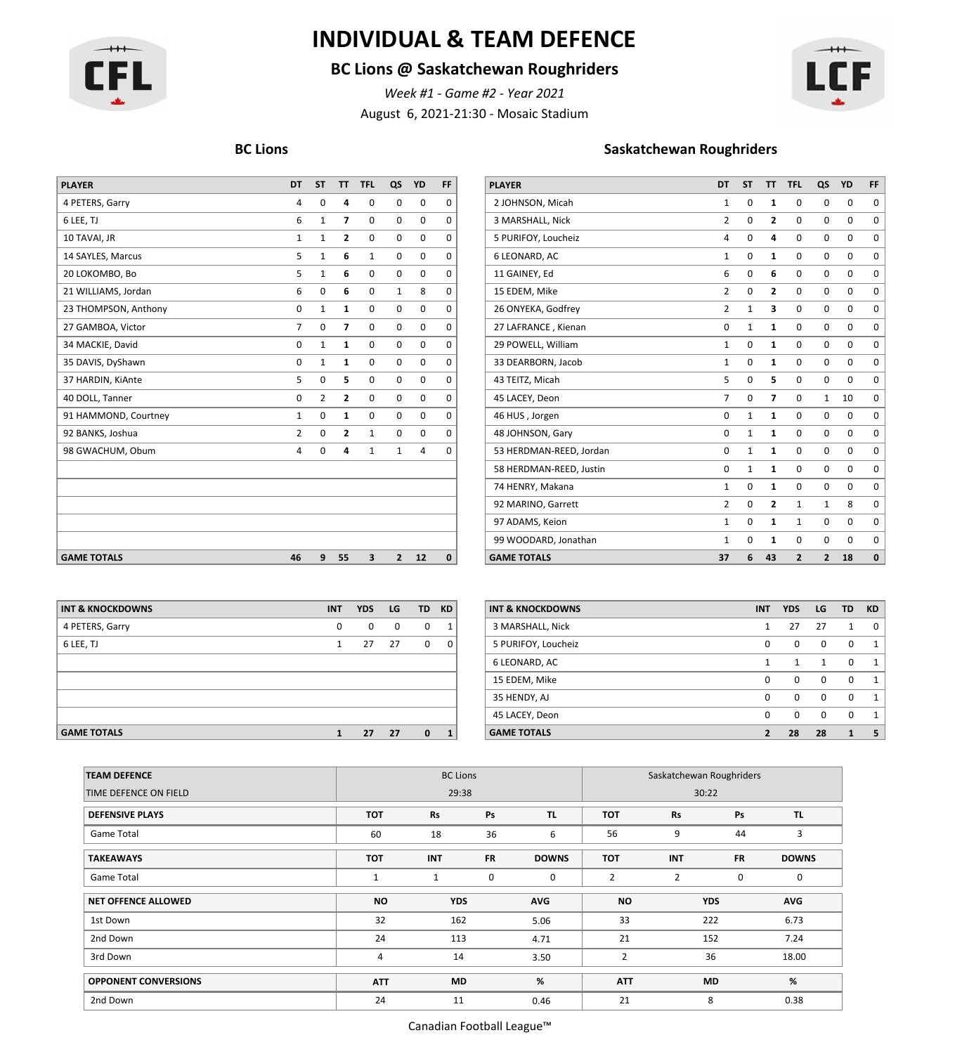# INDIVIDUAL & TEAM DEFENCE

## BC Lions @ Saskatchewan Roughriders

*Week #1 - Game #2 - Year 2021*

August 6, 2021-21:30 - Mosaic Stadium

### BC Lions

| PLAYER | DT | ST | TT | TFL | QS | YD | FF |
|---|---|---|---|---|---|---|---|
| 4 PETERS, Garry | 4 | 0 | **4** | 0 | 0 | 0 | 0 |
| 6 LEE, TJ | 6 | 1 | **7** | 0 | 0 | 0 | 0 |
| 10 TAVAI, JR | 1 | 1 | **2** | 0 | 0 | 0 | 0 |
| 14 SAYLES, Marcus | 5 | 1 | **6** | 1 | 0 | 0 | 0 |
| 20 LOKOMBO, Bo | 5 | 1 | **6** | 0 | 0 | 0 | 0 |
| 21 WILLIAMS, Jordan | 6 | 0 | **6** | 0 | 1 | 8 | 0 |
| 23 THOMPSON, Anthony | 0 | 1 | **1** | 0 | 0 | 0 | 0 |
| 27 GAMBOA, Victor | 7 | 0 | **7** | 0 | 0 | 0 | 0 |
| 34 MACKIE, David | 0 | 1 | **1** | 0 | 0 | 0 | 0 |
| 35 DAVIS, DyShawn | 0 | 1 | **1** | 0 | 0 | 0 | 0 |
| 37 HARDIN, KiAnte | 5 | 0 | **5** | 0 | 0 | 0 | 0 |
| 40 DOLL, Tanner | 0 | 2 | **2** | 0 | 0 | 0 | 0 |
| 91 HAMMOND, Courtney | 1 | 0 | **1** | 0 | 0 | 0 | 0 |
| 92 BANKS, Joshua | 2 | 0 | **2** | 1 | 0 | 0 | 0 |
| 98 GWACHUM, Obum | 4 | 0 | **4** | 1 | 1 | 4 | 0 |
| **GAME TOTALS** | **46** | **9** | **55** | **3** | **2** | **12** | **0** |

| INT & KNOCKDOWNS | INT | YDS | LG | TD | KD |
|---|---|---|---|---|---|
| 4 PETERS, Garry | 0 | 0 | 0 | 0 | 1 |
| 6 LEE, TJ | 1 | 27 | 27 | 0 | 0 |
| **GAME TOTALS** | **1** | **27** | **27** | **0** | **1** |

### Saskatchewan Roughriders

| PLAYER | DT | ST | TT | TFL | QS | YD | FF |
|---|---|---|---|---|---|---|---|
| 2 JOHNSON, Micah | 1 | 0 | **1** | 0 | 0 | 0 | 0 |
| 3 MARSHALL, Nick | 2 | 0 | **2** | 0 | 0 | 0 | 0 |
| 5 PURIFOY, Loucheiz | 4 | 0 | **4** | 0 | 0 | 0 | 0 |
| 6 LEONARD, AC | 1 | 0 | **1** | 0 | 0 | 0 | 0 |
| 11 GAINEY, Ed | 6 | 0 | **6** | 0 | 0 | 0 | 0 |
| 15 EDEM, Mike | 2 | 0 | **2** | 0 | 0 | 0 | 0 |
| 26 ONYEKA, Godfrey | 2 | 1 | **3** | 0 | 0 | 0 | 0 |
| 27 LAFRANCE , Kienan | 0 | 1 | **1** | 0 | 0 | 0 | 0 |
| 29 POWELL, William | 1 | 0 | **1** | 0 | 0 | 0 | 0 |
| 33 DEARBORN, Jacob | 1 | 0 | **1** | 0 | 0 | 0 | 0 |
| 43 TEITZ, Micah | 5 | 0 | **5** | 0 | 0 | 0 | 0 |
| 45 LACEY, Deon | 7 | 0 | **7** | 0 | 1 | 10 | 0 |
| 46 HUS , Jorgen | 0 | 1 | **1** | 0 | 0 | 0 | 0 |
| 48 JOHNSON, Gary | 0 | 1 | **1** | 0 | 0 | 0 | 0 |
| 53 HERDMAN-REED, Jordan | 0 | 1 | **1** | 0 | 0 | 0 | 0 |
| 58 HERDMAN-REED, Justin | 0 | 1 | **1** | 0 | 0 | 0 | 0 |
| 74 HENRY, Makana | 1 | 0 | **1** | 0 | 0 | 0 | 0 |
| 92 MARINO, Garrett | 2 | 0 | **2** | 1 | 1 | 8 | 0 |
| 97 ADAMS, Keion | 1 | 0 | **1** | 1 | 0 | 0 | 0 |
| 99 WOODARD, Jonathan | 1 | 0 | **1** | 0 | 0 | 0 | 0 |
| **GAME TOTALS** | **37** | **6** | **43** | **2** | **2** | **18** | **0** |

| INT & KNOCKDOWNS | INT | YDS | LG | TD | KD |
|---|---|---|---|---|---|
| 3 MARSHALL, Nick | 1 | 27 | 27 | 1 | 0 |
| 5 PURIFOY, Loucheiz | 0 | 0 | 0 | 0 | 1 |
| 6 LEONARD, AC | 1 | 1 | 1 | 0 | 1 |
| 15 EDEM, Mike | 0 | 0 | 0 | 0 | 1 |
| 35 HENDY, AJ | 0 | 0 | 0 | 0 | 1 |
| 45 LACEY, Deon | 0 | 0 | 0 | 0 | 1 |
| **GAME TOTALS** | **2** | **28** | **28** | **1** | **5** |

### Team Defence

| TEAM DEFENCE | BC Lions | | | | Saskatchewan Roughriders | | | |
|---|---|---|---|---|---|---|---|---|
| TIME DEFENCE ON FIELD | 29:38 | | | | 30:22 | | | |
| **DEFENSIVE PLAYS** | **TOT** | **Rs** | **Ps** | **TL** | **TOT** | **Rs** | **Ps** | **TL** |
| Game Total | 60 | 18 | 36 | 6 | 56 | 9 | 44 | 3 |
| **TAKEAWAYS** | **TOT** | **INT** | **FR** | **DOWNS** | **TOT** | **INT** | **FR** | **DOWNS** |
| Game Total | 1 | 1 | 0 | 0 | 2 | 2 | 0 | 0 |
| **NET OFFENCE ALLOWED** | **NO** | **YDS** | **AVG** | | **NO** | **YDS** | **AVG** | |
| 1st Down | 32 | 162 | 5.06 | | 33 | 222 | 6.73 | |
| 2nd Down | 24 | 113 | 4.71 | | 21 | 152 | 7.24 | |
| 3rd Down | 4 | 14 | 3.50 | | 2 | 36 | 18.00 | |
| **OPPONENT CONVERSIONS** | **ATT** | **MD** | **%** | | **ATT** | **MD** | **%** | |
| 2nd Down | 24 | 11 | 0.46 | | 21 | 8 | 0.38 | |

Canadian Football League™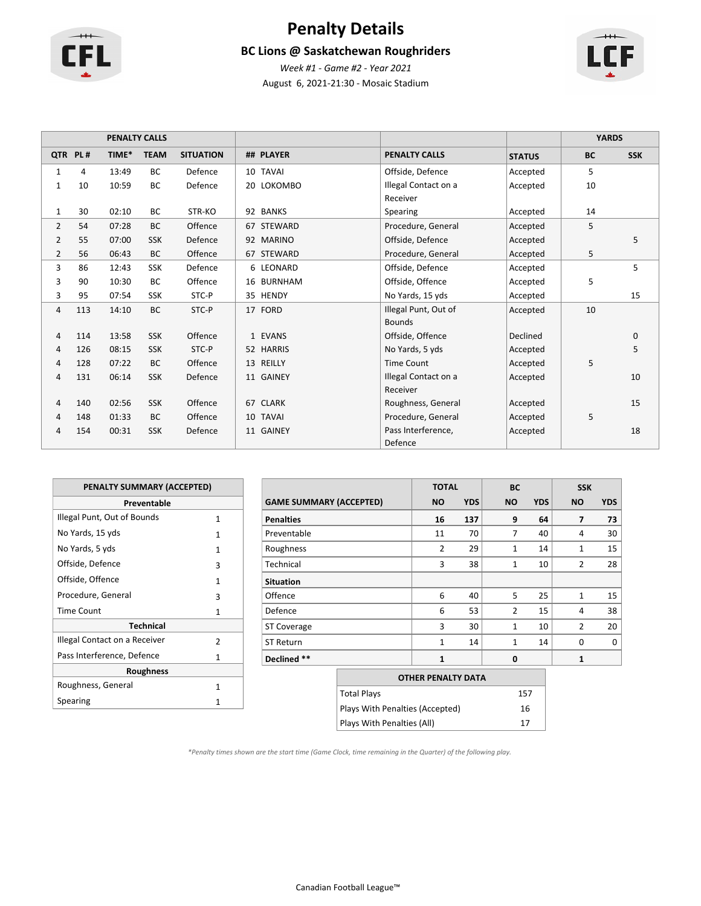# Penalty Details

## BC Lions @ Saskatchewan Roughriders

*Week #1 - Game #2 - Year 2021*

August 6, 2021-21:30 - Mosaic Stadium

| PENALTY CALLS | | | | | | | | YARDS | |
|---|---|---|---|---|---|---|---|---|---|
| QTR | PL # | TIME* | TEAM | SITUATION | ## PLAYER | PENALTY CALLS | STATUS | BC | SSK |
| 1 | 4 | 13:49 | BC | Defence | 10 TAVAI | Offside, Defence | Accepted | 5 | |
| 1 | 10 | 10:59 | BC | Defence | 20 LOKOMBO | Illegal Contact on a Receiver | Accepted | 10 | |
| 1 | 30 | 02:10 | BC | STR-KO | 92 BANKS | Spearing | Accepted | 14 | |
| 2 | 54 | 07:28 | BC | Offence | 67 STEWARD | Procedure, General | Accepted | 5 | |
| 2 | 55 | 07:00 | SSK | Defence | 92 MARINO | Offside, Defence | Accepted | | 5 |
| 2 | 56 | 06:43 | BC | Offence | 67 STEWARD | Procedure, General | Accepted | 5 | |
| 3 | 86 | 12:43 | SSK | Defence | 6 LEONARD | Offside, Defence | Accepted | | 5 |
| 3 | 90 | 10:30 | BC | Offence | 16 BURNHAM | Offside, Offence | Accepted | 5 | |
| 3 | 95 | 07:54 | SSK | STC-P | 35 HENDY | No Yards, 15 yds | Accepted | | 15 |
| 4 | 113 | 14:10 | BC | STC-P | 17 FORD | Illegal Punt, Out of Bounds | Accepted | 10 | |
| 4 | 114 | 13:58 | SSK | Offence | 1 EVANS | Offside, Offence | Declined | | 0 |
| 4 | 126 | 08:15 | SSK | STC-P | 52 HARRIS | No Yards, 5 yds | Accepted | | 5 |
| 4 | 128 | 07:22 | BC | Offence | 13 REILLY | Time Count | Accepted | 5 | |
| 4 | 131 | 06:14 | SSK | Defence | 11 GAINEY | Illegal Contact on a Receiver | Accepted | | 10 |
| 4 | 140 | 02:56 | SSK | Offence | 67 CLARK | Roughness, General | Accepted | | 15 |
| 4 | 148 | 01:33 | BC | Offence | 10 TAVAI | Procedure, General | Accepted | 5 | |
| 4 | 154 | 00:31 | SSK | Defence | 11 GAINEY | Pass Interference, Defence | Accepted | | 18 |

| PENALTY SUMMARY (ACCEPTED) | |
|---|---|
| **Preventable** | |
| Illegal Punt, Out of Bounds | 1 |
| No Yards, 15 yds | 1 |
| No Yards, 5 yds | 1 |
| Offside, Defence | 3 |
| Offside, Offence | 1 |
| Procedure, General | 3 |
| Time Count | 1 |
| **Technical** | |
| Illegal Contact on a Receiver | 2 |
| Pass Interference, Defence | 1 |
| **Roughness** | |
| Roughness, General | 1 |
| Spearing | 1 |

| | TOTAL | | BC | | SSK | |
|---|---|---|---|---|---|---|
| GAME SUMMARY (ACCEPTED) | NO | YDS | NO | YDS | NO | YDS |
| **Penalties** | **16** | **137** | **9** | **64** | **7** | **73** |
| Preventable | 11 | 70 | 7 | 40 | 4 | 30 |
| Roughness | 2 | 29 | 1 | 14 | 1 | 15 |
| Technical | 3 | 38 | 1 | 10 | 2 | 28 |
| **Situation** | | | | | | |
| Offence | 6 | 40 | 5 | 25 | 1 | 15 |
| Defence | 6 | 53 | 2 | 15 | 4 | 38 |
| ST Coverage | 3 | 30 | 1 | 10 | 2 | 20 |
| ST Return | 1 | 14 | 1 | 14 | 0 | 0 |
| **Declined \*\*** | **1** | | **0** | | **1** | |

| OTHER PENALTY DATA | |
|---|---|
| Total Plays | 157 |
| Plays With Penalties (Accepted) | 16 |
| Plays With Penalties (All) | 17 |

*\*Penalty times shown are the start time (Game Clock, time remaining in the Quarter) of the following play.*

Canadian Football League™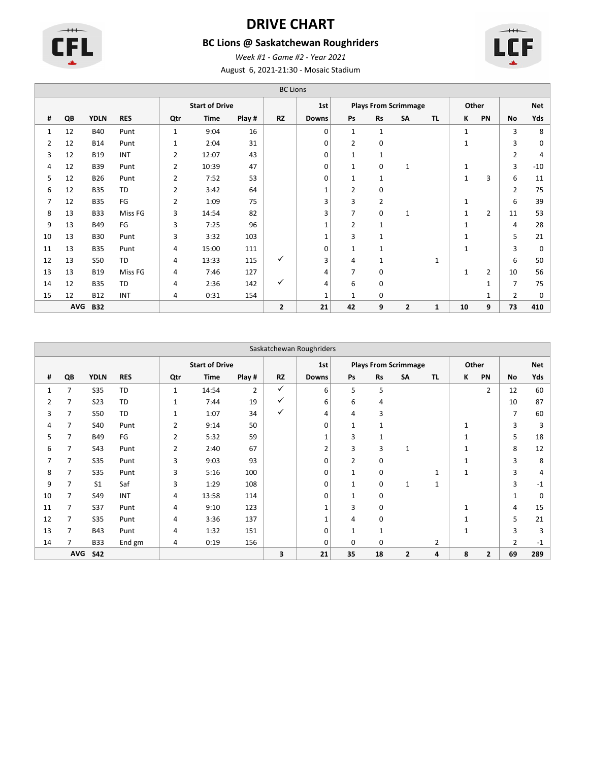# DRIVE CHART

## BC Lions @ Saskatchewan Roughriders

*Week #1 - Game #2 - Year 2021*

August 6, 2021-21:30 - Mosaic Stadium

| BC Lions | | | | | | | | | | | | | | | | |
|---|---|---|---|---|---|---|---|---|---|---|---|---|---|---|---|---|
| | | | | Start of Drive | | | | 1st | Plays From Scrimmage | | | | Other | | | Net |
| # | QB | YDLN | RES | Qtr | Time | Play # | RZ | Downs | Ps | Rs | SA | TL | K | PN | No | Yds |
| 1 | 12 | B40 | Punt | 1 | 9:04 | 16 | | 0 | 1 | 1 | | | 1 | | 3 | 8 |
| 2 | 12 | B14 | Punt | 1 | 2:04 | 31 | | 0 | 2 | 0 | | | 1 | | 3 | 0 |
| 3 | 12 | B19 | INT | 2 | 12:07 | 43 | | 0 | 1 | 1 | | | | | 2 | 4 |
| 4 | 12 | B39 | Punt | 2 | 10:39 | 47 | | 0 | 1 | 0 | 1 | | 1 | | 3 | -10 |
| 5 | 12 | B26 | Punt | 2 | 7:52 | 53 | | 0 | 1 | 1 | | | 1 | 3 | 6 | 11 |
| 6 | 12 | B35 | TD | 2 | 3:42 | 64 | | 1 | 2 | 0 | | | | | 2 | 75 |
| 7 | 12 | B35 | FG | 2 | 1:09 | 75 | | 3 | 3 | 2 | | | 1 | | 6 | 39 |
| 8 | 13 | B33 | Miss FG | 3 | 14:54 | 82 | | 3 | 7 | 0 | 1 | | 1 | 2 | 11 | 53 |
| 9 | 13 | B49 | FG | 3 | 7:25 | 96 | | 1 | 2 | 1 | | | 1 | | 4 | 28 |
| 10 | 13 | B30 | Punt | 3 | 3:32 | 103 | | 1 | 3 | 1 | | | 1 | | 5 | 21 |
| 11 | 13 | B35 | Punt | 4 | 15:00 | 111 | | 0 | 1 | 1 | | | 1 | | 3 | 0 |
| 12 | 13 | S50 | TD | 4 | 13:33 | 115 | ✓ | 3 | 4 | 1 | | 1 | | | 6 | 50 |
| 13 | 13 | B19 | Miss FG | 4 | 7:46 | 127 | | 4 | 7 | 0 | | | 1 | 2 | 10 | 56 |
| 14 | 12 | B35 | TD | 4 | 2:36 | 142 | ✓ | 4 | 6 | 0 | | | | 1 | 7 | 75 |
| 15 | 12 | B12 | INT | 4 | 0:31 | 154 | | 1 | 1 | 0 | | | | 1 | 2 | 0 |
| | **AVG** | **B32** | | | | | **2** | **21** | **42** | **9** | **2** | **1** | **10** | **9** | **73** | **410** |

| Saskatchewan Roughriders | | | | | | | | | | | | | | | | |
|---|---|---|---|---|---|---|---|---|---|---|---|---|---|---|---|---|
| | | | | Start of Drive | | | | 1st | Plays From Scrimmage | | | | Other | | | Net |
| # | QB | YDLN | RES | Qtr | Time | Play # | RZ | Downs | Ps | Rs | SA | TL | K | PN | No | Yds |
| 1 | 7 | S35 | TD | 1 | 14:54 | 2 | ✓ | 6 | 5 | 5 | | | | 2 | 12 | 60 |
| 2 | 7 | S23 | TD | 1 | 7:44 | 19 | ✓ | 6 | 6 | 4 | | | | | 10 | 87 |
| 3 | 7 | S50 | TD | 1 | 1:07 | 34 | ✓ | 4 | 4 | 3 | | | | | 7 | 60 |
| 4 | 7 | S40 | Punt | 2 | 9:14 | 50 | | 0 | 1 | 1 | | | 1 | | 3 | 3 |
| 5 | 7 | B49 | FG | 2 | 5:32 | 59 | | 1 | 3 | 1 | | | 1 | | 5 | 18 |
| 6 | 7 | S43 | Punt | 2 | 2:40 | 67 | | 2 | 3 | 3 | 1 | | 1 | | 8 | 12 |
| 7 | 7 | S35 | Punt | 3 | 9:03 | 93 | | 0 | 2 | 0 | | | 1 | | 3 | 8 |
| 8 | 7 | S35 | Punt | 3 | 5:16 | 100 | | 0 | 1 | 0 | | 1 | 1 | | 3 | 4 |
| 9 | 7 | S1 | Saf | 3 | 1:29 | 108 | | 0 | 1 | 0 | 1 | 1 | | | 3 | -1 |
| 10 | 7 | S49 | INT | 4 | 13:58 | 114 | | 0 | 1 | 0 | | | | | 1 | 0 |
| 11 | 7 | S37 | Punt | 4 | 9:10 | 123 | | 1 | 3 | 0 | | | 1 | | 4 | 15 |
| 12 | 7 | S35 | Punt | 4 | 3:36 | 137 | | 1 | 4 | 0 | | | 1 | | 5 | 21 |
| 13 | 7 | B43 | Punt | 4 | 1:32 | 151 | | 0 | 1 | 1 | | | 1 | | 3 | 3 |
| 14 | 7 | B33 | End gm | 4 | 0:19 | 156 | | 0 | 0 | 0 | | 2 | | | 2 | -1 |
| | **AVG** | **S42** | | | | | **3** | **21** | **35** | **18** | **2** | **4** | **8** | **2** | **69** | **289** |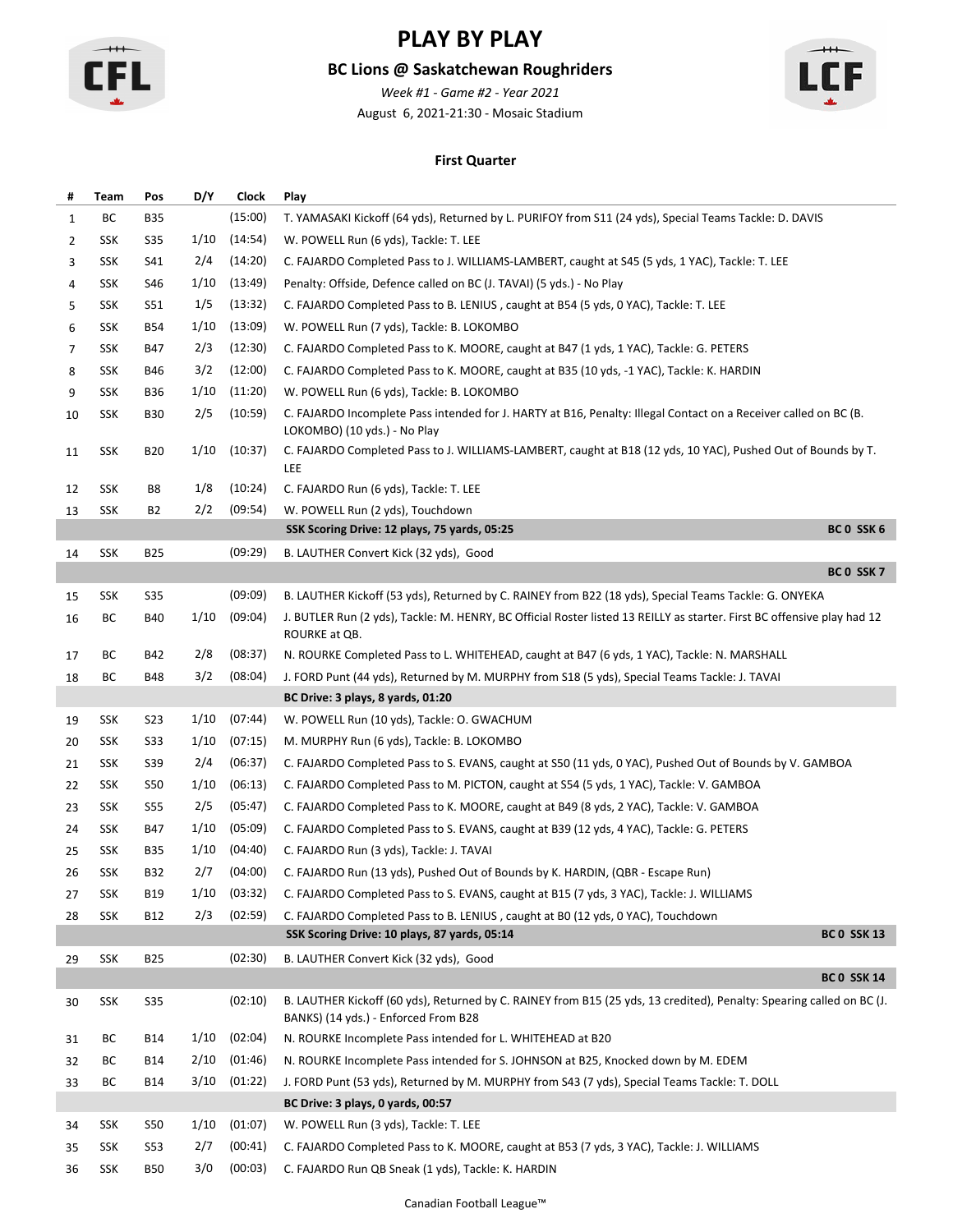# PLAY BY PLAY

## BC Lions @ Saskatchewan Roughriders

*Week #1 - Game #2 - Year 2021*

August 6, 2021-21:30 - Mosaic Stadium

### First Quarter

| # | Team | Pos | D/Y | Clock | Play |
|---|---|---|---|---|---|
| 1 | BC | B35 | | (15:00) | T. YAMASAKI Kickoff (64 yds), Returned by L. PURIFOY from S11 (24 yds), Special Teams Tackle: D. DAVIS |
| 2 | SSK | S35 | 1/10 | (14:54) | W. POWELL Run (6 yds), Tackle: T. LEE |
| 3 | SSK | S41 | 2/4 | (14:20) | C. FAJARDO Completed Pass to J. WILLIAMS-LAMBERT, caught at S45 (5 yds, 1 YAC), Tackle: T. LEE |
| 4 | SSK | S46 | 1/10 | (13:49) | Penalty: Offside, Defence called on BC (J. TAVAI) (5 yds.) - No Play |
| 5 | SSK | S51 | 1/5 | (13:32) | C. FAJARDO Completed Pass to B. LENIUS , caught at B54 (5 yds, 0 YAC), Tackle: T. LEE |
| 6 | SSK | B54 | 1/10 | (13:09) | W. POWELL Run (7 yds), Tackle: B. LOKOMBO |
| 7 | SSK | B47 | 2/3 | (12:30) | C. FAJARDO Completed Pass to K. MOORE, caught at B47 (1 yds, 1 YAC), Tackle: G. PETERS |
| 8 | SSK | B46 | 3/2 | (12:00) | C. FAJARDO Completed Pass to K. MOORE, caught at B35 (10 yds, -1 YAC), Tackle: K. HARDIN |
| 9 | SSK | B36 | 1/10 | (11:20) | W. POWELL Run (6 yds), Tackle: B. LOKOMBO |
| 10 | SSK | B30 | 2/5 | (10:59) | C. FAJARDO Incomplete Pass intended for J. HARTY at B16, Penalty: Illegal Contact on a Receiver called on BC (B. LOKOMBO) (10 yds.) - No Play |
| 11 | SSK | B20 | 1/10 | (10:37) | C. FAJARDO Completed Pass to J. WILLIAMS-LAMBERT, caught at B18 (12 yds, 10 YAC), Pushed Out of Bounds by T. LEE |
| 12 | SSK | B8 | 1/8 | (10:24) | C. FAJARDO Run (6 yds), Tackle: T. LEE |
| 13 | SSK | B2 | 2/2 | (09:54) | W. POWELL Run (2 yds), Touchdown |
| | | | | | **SSK Scoring Drive: 12 plays, 75 yards, 05:25** — **BC 0 SSK 6** |
| 14 | SSK | B25 | | (09:29) | B. LAUTHER Convert Kick (32 yds), Good |
| | | | | | **BC 0 SSK 7** |
| 15 | SSK | S35 | | (09:09) | B. LAUTHER Kickoff (53 yds), Returned by C. RAINEY from B22 (18 yds), Special Teams Tackle: G. ONYEKA |
| 16 | BC | B40 | 1/10 | (09:04) | J. BUTLER Run (2 yds), Tackle: M. HENRY, BC Official Roster listed 13 REILLY as starter. First BC offensive play had 12 ROURKE at QB. |
| 17 | BC | B42 | 2/8 | (08:37) | N. ROURKE Completed Pass to L. WHITEHEAD, caught at B47 (6 yds, 1 YAC), Tackle: N. MARSHALL |
| 18 | BC | B48 | 3/2 | (08:04) | J. FORD Punt (44 yds), Returned by M. MURPHY from S18 (5 yds), Special Teams Tackle: J. TAVAI |
| | | | | | **BC Drive: 3 plays, 8 yards, 01:20** |
| 19 | SSK | S23 | 1/10 | (07:44) | W. POWELL Run (10 yds), Tackle: O. GWACHUM |
| 20 | SSK | S33 | 1/10 | (07:15) | M. MURPHY Run (6 yds), Tackle: B. LOKOMBO |
| 21 | SSK | S39 | 2/4 | (06:37) | C. FAJARDO Completed Pass to S. EVANS, caught at S50 (11 yds, 0 YAC), Pushed Out of Bounds by V. GAMBOA |
| 22 | SSK | S50 | 1/10 | (06:13) | C. FAJARDO Completed Pass to M. PICTON, caught at S54 (5 yds, 1 YAC), Tackle: V. GAMBOA |
| 23 | SSK | S55 | 2/5 | (05:47) | C. FAJARDO Completed Pass to K. MOORE, caught at B49 (8 yds, 2 YAC), Tackle: V. GAMBOA |
| 24 | SSK | B47 | 1/10 | (05:09) | C. FAJARDO Completed Pass to S. EVANS, caught at B39 (12 yds, 4 YAC), Tackle: G. PETERS |
| 25 | SSK | B35 | 1/10 | (04:40) | C. FAJARDO Run (3 yds), Tackle: J. TAVAI |
| 26 | SSK | B32 | 2/7 | (04:00) | C. FAJARDO Run (13 yds), Pushed Out of Bounds by K. HARDIN, (QBR - Escape Run) |
| 27 | SSK | B19 | 1/10 | (03:32) | C. FAJARDO Completed Pass to S. EVANS, caught at B15 (7 yds, 3 YAC), Tackle: J. WILLIAMS |
| 28 | SSK | B12 | 2/3 | (02:59) | C. FAJARDO Completed Pass to B. LENIUS , caught at B0 (12 yds, 0 YAC), Touchdown |
| | | | | | **SSK Scoring Drive: 10 plays, 87 yards, 05:14** — **BC 0 SSK 13** |
| 29 | SSK | B25 | | (02:30) | B. LAUTHER Convert Kick (32 yds), Good |
| | | | | | **BC 0 SSK 14** |
| 30 | SSK | S35 | | (02:10) | B. LAUTHER Kickoff (60 yds), Returned by C. RAINEY from B15 (25 yds, 13 credited), Penalty: Spearing called on BC (J. BANKS) (14 yds.) - Enforced From B28 |
| 31 | BC | B14 | 1/10 | (02:04) | N. ROURKE Incomplete Pass intended for L. WHITEHEAD at B20 |
| 32 | BC | B14 | 2/10 | (01:46) | N. ROURKE Incomplete Pass intended for S. JOHNSON at B25, Knocked down by M. EDEM |
| 33 | BC | B14 | 3/10 | (01:22) | J. FORD Punt (53 yds), Returned by M. MURPHY from S43 (7 yds), Special Teams Tackle: T. DOLL |
| | | | | | **BC Drive: 3 plays, 0 yards, 00:57** |
| 34 | SSK | S50 | 1/10 | (01:07) | W. POWELL Run (3 yds), Tackle: T. LEE |
| 35 | SSK | S53 | 2/7 | (00:41) | C. FAJARDO Completed Pass to K. MOORE, caught at B53 (7 yds, 3 YAC), Tackle: J. WILLIAMS |
| 36 | SSK | B50 | 3/0 | (00:03) | C. FAJARDO Run QB Sneak (1 yds), Tackle: K. HARDIN |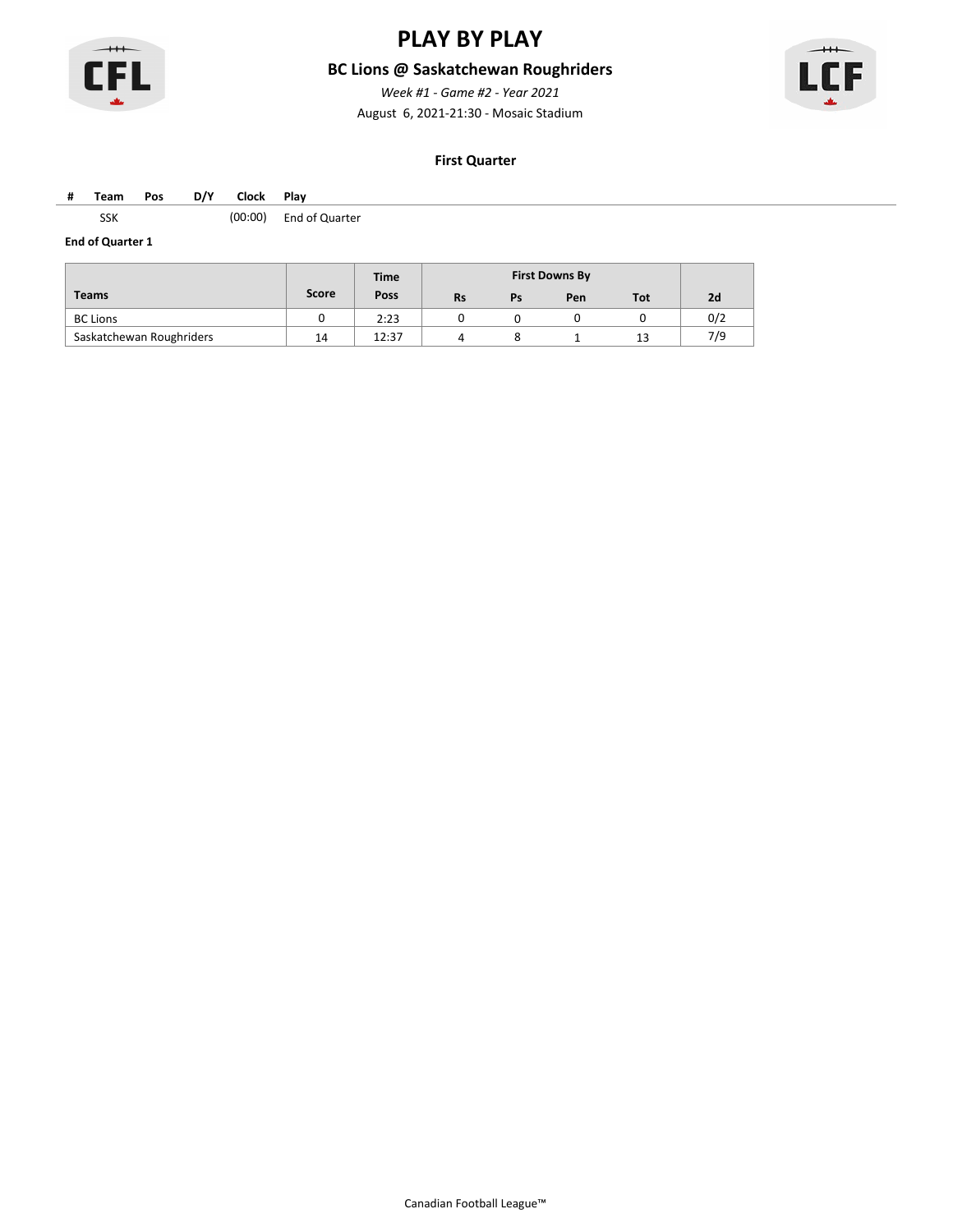# PLAY BY PLAY

## BC Lions @ Saskatchewan Roughriders

*Week #1 - Game #2 - Year 2021*

August 6, 2021-21:30 - Mosaic Stadium

### First Quarter

| # | Team | Pos | D/Y | Clock | Play |
|---|---|---|---|---|---|
| | SSK | | | (00:00) | End of Quarter |

**End of Quarter 1**

| | | Time | First Downs By | | | | |
|---|---|---|---|---|---|---|---|
| **Teams** | **Score** | **Poss** | **Rs** | **Ps** | **Pen** | **Tot** | **2d** |
| BC Lions | 0 | 2:23 | 0 | 0 | 0 | 0 | 0/2 |
| Saskatchewan Roughriders | 14 | 12:37 | 4 | 8 | 1 | 13 | 7/9 |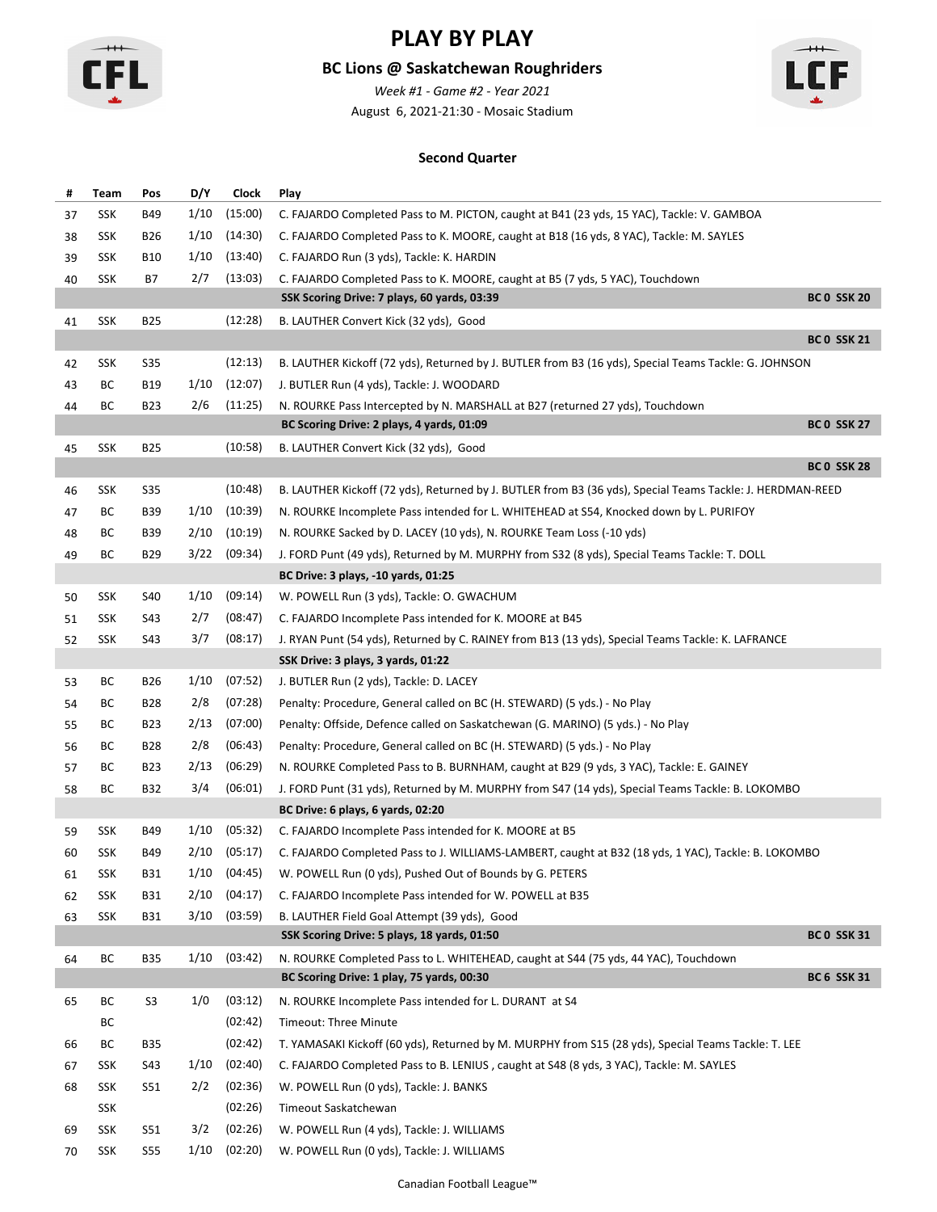# PLAY BY PLAY

## BC Lions @ Saskatchewan Roughriders

*Week #1 - Game #2 - Year 2021*

August 6, 2021-21:30 - Mosaic Stadium

### Second Quarter

| # | Team | Pos | D/Y | Clock | Play | |
|---|---|---|---|---|---|---|
| 37 | SSK | B49 | 1/10 | (15:00) | C. FAJARDO Completed Pass to M. PICTON, caught at B41 (23 yds, 15 YAC), Tackle: V. GAMBOA | |
| 38 | SSK | B26 | 1/10 | (14:30) | C. FAJARDO Completed Pass to K. MOORE, caught at B18 (16 yds, 8 YAC), Tackle: M. SAYLES | |
| 39 | SSK | B10 | 1/10 | (13:40) | C. FAJARDO Run (3 yds), Tackle: K. HARDIN | |
| 40 | SSK | B7 | 2/7 | (13:03) | C. FAJARDO Completed Pass to K. MOORE, caught at B5 (7 yds, 5 YAC), Touchdown | |
| | | | | | **SSK Scoring Drive: 7 plays, 60 yards, 03:39** | **BC 0 SSK 20** |
| 41 | SSK | B25 | | (12:28) | B. LAUTHER Convert Kick (32 yds), Good | |
| | | | | | | **BC 0 SSK 21** |
| 42 | SSK | S35 | | (12:13) | B. LAUTHER Kickoff (72 yds), Returned by J. BUTLER from B3 (16 yds), Special Teams Tackle: G. JOHNSON | |
| 43 | BC | B19 | 1/10 | (12:07) | J. BUTLER Run (4 yds), Tackle: J. WOODARD | |
| 44 | BC | B23 | 2/6 | (11:25) | N. ROURKE Pass Intercepted by N. MARSHALL at B27 (returned 27 yds), Touchdown | |
| | | | | | **BC Scoring Drive: 2 plays, 4 yards, 01:09** | **BC 0 SSK 27** |
| 45 | SSK | B25 | | (10:58) | B. LAUTHER Convert Kick (32 yds), Good | |
| | | | | | | **BC 0 SSK 28** |
| 46 | SSK | S35 | | (10:48) | B. LAUTHER Kickoff (72 yds), Returned by J. BUTLER from B3 (36 yds), Special Teams Tackle: J. HERDMAN-REED | |
| 47 | BC | B39 | 1/10 | (10:39) | N. ROURKE Incomplete Pass intended for L. WHITEHEAD at S54, Knocked down by L. PURIFOY | |
| 48 | BC | B39 | 2/10 | (10:19) | N. ROURKE Sacked by D. LACEY (10 yds), N. ROURKE Team Loss (-10 yds) | |
| 49 | BC | B29 | 3/22 | (09:34) | J. FORD Punt (49 yds), Returned by M. MURPHY from S32 (8 yds), Special Teams Tackle: T. DOLL | |
| | | | | | **BC Drive: 3 plays, -10 yards, 01:25** | |
| 50 | SSK | S40 | 1/10 | (09:14) | W. POWELL Run (3 yds), Tackle: O. GWACHUM | |
| 51 | SSK | S43 | 2/7 | (08:47) | C. FAJARDO Incomplete Pass intended for K. MOORE at B45 | |
| 52 | SSK | S43 | 3/7 | (08:17) | J. RYAN Punt (54 yds), Returned by C. RAINEY from B13 (13 yds), Special Teams Tackle: K. LAFRANCE | |
| | | | | | **SSK Drive: 3 plays, 3 yards, 01:22** | |
| 53 | BC | B26 | 1/10 | (07:52) | J. BUTLER Run (2 yds), Tackle: D. LACEY | |
| 54 | BC | B28 | 2/8 | (07:28) | Penalty: Procedure, General called on BC (H. STEWARD) (5 yds.) - No Play | |
| 55 | BC | B23 | 2/13 | (07:00) | Penalty: Offside, Defence called on Saskatchewan (G. MARINO) (5 yds.) - No Play | |
| 56 | BC | B28 | 2/8 | (06:43) | Penalty: Procedure, General called on BC (H. STEWARD) (5 yds.) - No Play | |
| 57 | BC | B23 | 2/13 | (06:29) | N. ROURKE Completed Pass to B. BURNHAM, caught at B29 (9 yds, 3 YAC), Tackle: E. GAINEY | |
| 58 | BC | B32 | 3/4 | (06:01) | J. FORD Punt (31 yds), Returned by M. MURPHY from S47 (14 yds), Special Teams Tackle: B. LOKOMBO | |
| | | | | | **BC Drive: 6 plays, 6 yards, 02:20** | |
| 59 | SSK | B49 | 1/10 | (05:32) | C. FAJARDO Incomplete Pass intended for K. MOORE at B5 | |
| 60 | SSK | B49 | 2/10 | (05:17) | C. FAJARDO Completed Pass to J. WILLIAMS-LAMBERT, caught at B32 (18 yds, 1 YAC), Tackle: B. LOKOMBO | |
| 61 | SSK | B31 | 1/10 | (04:45) | W. POWELL Run (0 yds), Pushed Out of Bounds by G. PETERS | |
| 62 | SSK | B31 | 2/10 | (04:17) | C. FAJARDO Incomplete Pass intended for W. POWELL at B35 | |
| 63 | SSK | B31 | 3/10 | (03:59) | B. LAUTHER Field Goal Attempt (39 yds), Good | |
| | | | | | **SSK Scoring Drive: 5 plays, 18 yards, 01:50** | **BC 0 SSK 31** |
| 64 | BC | B35 | 1/10 | (03:42) | N. ROURKE Completed Pass to L. WHITEHEAD, caught at S44 (75 yds, 44 YAC), Touchdown | |
| | | | | | **BC Scoring Drive: 1 play, 75 yards, 00:30** | **BC 6 SSK 31** |
| 65 | BC | S3 | 1/0 | (03:12) | N. ROURKE Incomplete Pass intended for L. DURANT at S4 | |
| | BC | | | (02:42) | Timeout: Three Minute | |
| 66 | BC | B35 | | (02:42) | T. YAMASAKI Kickoff (60 yds), Returned by M. MURPHY from S15 (28 yds), Special Teams Tackle: T. LEE | |
| 67 | SSK | S43 | 1/10 | (02:40) | C. FAJARDO Completed Pass to B. LENIUS , caught at S48 (8 yds, 3 YAC), Tackle: M. SAYLES | |
| 68 | SSK | S51 | 2/2 | (02:36) | W. POWELL Run (0 yds), Tackle: J. BANKS | |
| | SSK | | | (02:26) | Timeout Saskatchewan | |
| 69 | SSK | S51 | 3/2 | (02:26) | W. POWELL Run (4 yds), Tackle: J. WILLIAMS | |
| 70 | SSK | S55 | 1/10 | (02:20) | W. POWELL Run (0 yds), Tackle: J. WILLIAMS | |

Canadian Football League™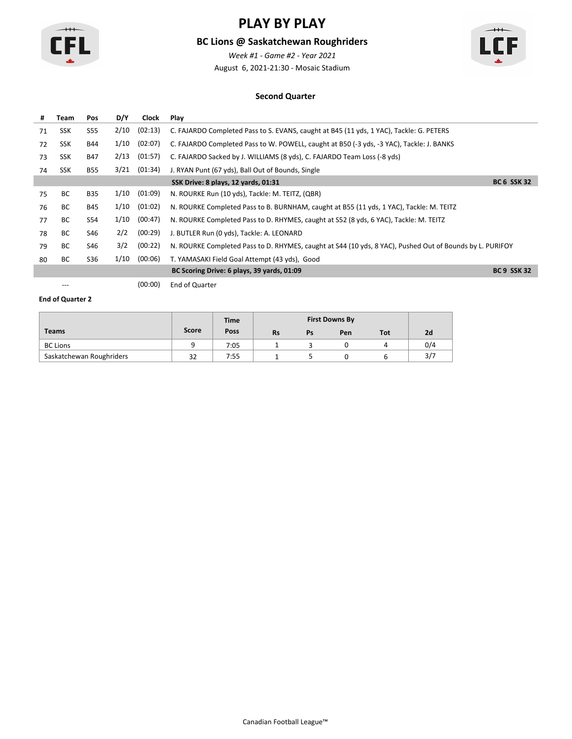# PLAY BY PLAY

## BC Lions @ Saskatchewan Roughriders

*Week #1 - Game #2 - Year 2021*

August 6, 2021-21:30 - Mosaic Stadium

### Second Quarter

| # | Team | Pos | D/Y | Clock | Play | |
|---|---|---|---|---|---|---|
| 71 | SSK | S55 | 2/10 | (02:13) | C. FAJARDO Completed Pass to S. EVANS, caught at B45 (11 yds, 1 YAC), Tackle: G. PETERS | |
| 72 | SSK | B44 | 1/10 | (02:07) | C. FAJARDO Completed Pass to W. POWELL, caught at B50 (-3 yds, -3 YAC), Tackle: J. BANKS | |
| 73 | SSK | B47 | 2/13 | (01:57) | C. FAJARDO Sacked by J. WILLIAMS (8 yds), C. FAJARDO Team Loss (-8 yds) | |
| 74 | SSK | B55 | 3/21 | (01:34) | J. RYAN Punt (67 yds), Ball Out of Bounds, Single | |
| | | | | | **SSK Drive: 8 plays, 12 yards, 01:31** | **BC 6 SSK 32** |
| 75 | BC | B35 | 1/10 | (01:09) | N. ROURKE Run (10 yds), Tackle: M. TEITZ, (QBR) | |
| 76 | BC | B45 | 1/10 | (01:02) | N. ROURKE Completed Pass to B. BURNHAM, caught at B55 (11 yds, 1 YAC), Tackle: M. TEITZ | |
| 77 | BC | S54 | 1/10 | (00:47) | N. ROURKE Completed Pass to D. RHYMES, caught at S52 (8 yds, 6 YAC), Tackle: M. TEITZ | |
| 78 | BC | S46 | 2/2 | (00:29) | J. BUTLER Run (0 yds), Tackle: A. LEONARD | |
| 79 | BC | S46 | 3/2 | (00:22) | N. ROURKE Completed Pass to D. RHYMES, caught at S44 (10 yds, 8 YAC), Pushed Out of Bounds by L. PURIFOY | |
| 80 | BC | S36 | 1/10 | (00:06) | T. YAMASAKI Field Goal Attempt (43 yds), Good | |
| | | | | | **BC Scoring Drive: 6 plays, 39 yards, 01:09** | **BC 9 SSK 32** |
| | --- | | | (00:00) | End of Quarter | |

**End of Quarter 2**

| Teams | Score | Time Poss | First Downs By | | | | 2d |
|---|---|---|---|---|---|---|---|
| | | | Rs | Ps | Pen | Tot | |
| BC Lions | 9 | 7:05 | 1 | 3 | 0 | 4 | 0/4 |
| Saskatchewan Roughriders | 32 | 7:55 | 1 | 5 | 0 | 6 | 3/7 |

Canadian Football League™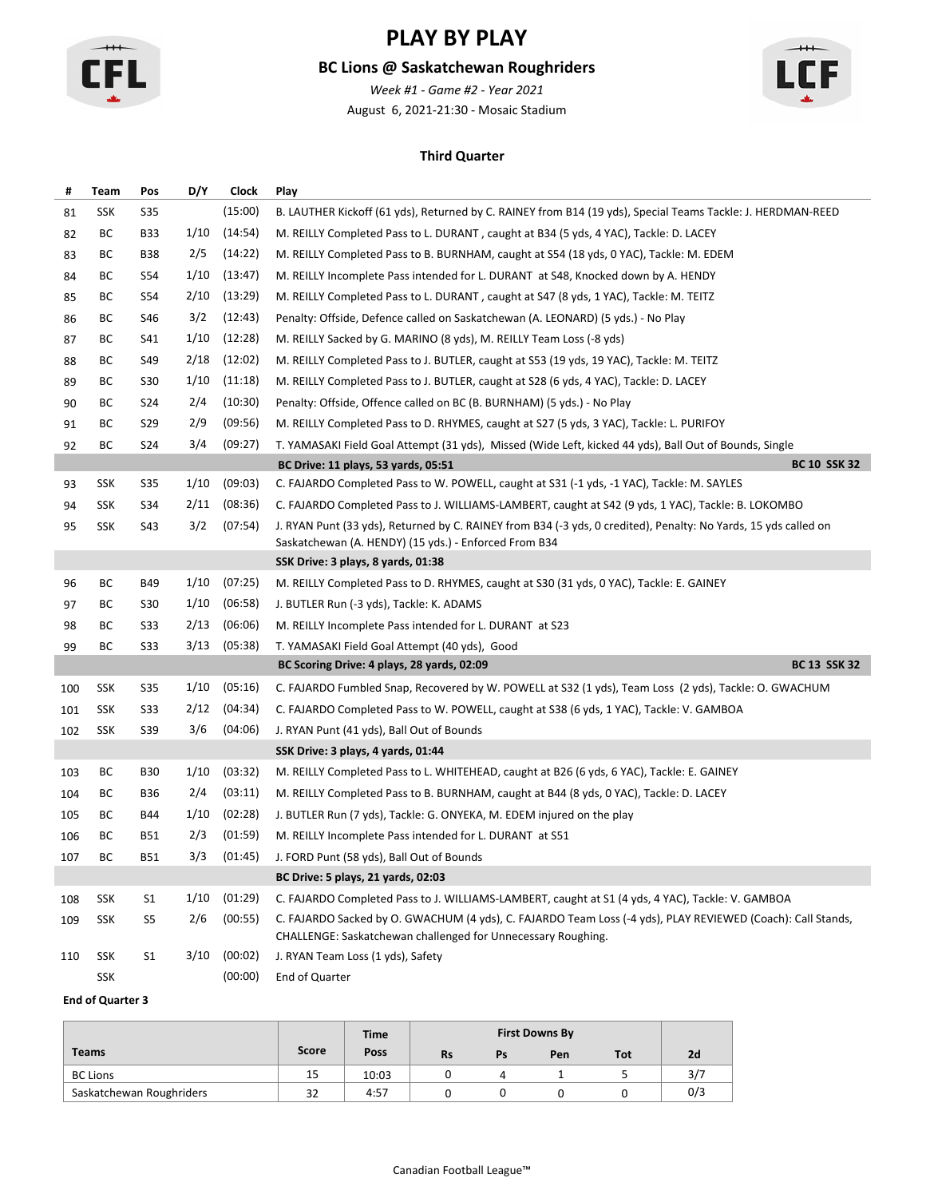# PLAY BY PLAY

## BC Lions @ Saskatchewan Roughriders

*Week #1 - Game #2 - Year 2021*

August 6, 2021-21:30 - Mosaic Stadium

### Third Quarter

| # | Team | Pos | D/Y | Clock | Play |
|---|---|---|---|---|---|
| 81 | SSK | S35 | | (15:00) | B. LAUTHER Kickoff (61 yds), Returned by C. RAINEY from B14 (19 yds), Special Teams Tackle: J. HERDMAN-REED |
| 82 | BC | B33 | 1/10 | (14:54) | M. REILLY Completed Pass to L. DURANT , caught at B34 (5 yds, 4 YAC), Tackle: D. LACEY |
| 83 | BC | B38 | 2/5 | (14:22) | M. REILLY Completed Pass to B. BURNHAM, caught at S54 (18 yds, 0 YAC), Tackle: M. EDEM |
| 84 | BC | S54 | 1/10 | (13:47) | M. REILLY Incomplete Pass intended for L. DURANT at S48, Knocked down by A. HENDY |
| 85 | BC | S54 | 2/10 | (13:29) | M. REILLY Completed Pass to L. DURANT , caught at S47 (8 yds, 1 YAC), Tackle: M. TEITZ |
| 86 | BC | S46 | 3/2 | (12:43) | Penalty: Offside, Defence called on Saskatchewan (A. LEONARD) (5 yds.) - No Play |
| 87 | BC | S41 | 1/10 | (12:28) | M. REILLY Sacked by G. MARINO (8 yds), M. REILLY Team Loss (-8 yds) |
| 88 | BC | S49 | 2/18 | (12:02) | M. REILLY Completed Pass to J. BUTLER, caught at S53 (19 yds, 19 YAC), Tackle: M. TEITZ |
| 89 | BC | S30 | 1/10 | (11:18) | M. REILLY Completed Pass to J. BUTLER, caught at S28 (6 yds, 4 YAC), Tackle: D. LACEY |
| 90 | BC | S24 | 2/4 | (10:30) | Penalty: Offside, Offence called on BC (B. BURNHAM) (5 yds.) - No Play |
| 91 | BC | S29 | 2/9 | (09:56) | M. REILLY Completed Pass to D. RHYMES, caught at S27 (5 yds, 3 YAC), Tackle: L. PURIFOY |
| 92 | BC | S24 | 3/4 | (09:27) | T. YAMASAKI Field Goal Attempt (31 yds), Missed (Wide Left, kicked 44 yds), Ball Out of Bounds, Single |
| | | | | | **BC Drive: 11 plays, 53 yards, 05:51** — **BC 10 SSK 32** |
| 93 | SSK | S35 | 1/10 | (09:03) | C. FAJARDO Completed Pass to W. POWELL, caught at S31 (-1 yds, -1 YAC), Tackle: M. SAYLES |
| 94 | SSK | S34 | 2/11 | (08:36) | C. FAJARDO Completed Pass to J. WILLIAMS-LAMBERT, caught at S42 (9 yds, 1 YAC), Tackle: B. LOKOMBO |
| 95 | SSK | S43 | 3/2 | (07:54) | J. RYAN Punt (33 yds), Returned by C. RAINEY from B34 (-3 yds, 0 credited), Penalty: No Yards, 15 yds called on Saskatchewan (A. HENDY) (15 yds.) - Enforced From B34 |
| | | | | | **SSK Drive: 3 plays, 8 yards, 01:38** |
| 96 | BC | B49 | 1/10 | (07:25) | M. REILLY Completed Pass to D. RHYMES, caught at S30 (31 yds, 0 YAC), Tackle: E. GAINEY |
| 97 | BC | S30 | 1/10 | (06:58) | J. BUTLER Run (-3 yds), Tackle: K. ADAMS |
| 98 | BC | S33 | 2/13 | (06:06) | M. REILLY Incomplete Pass intended for L. DURANT at S23 |
| 99 | BC | S33 | 3/13 | (05:38) | T. YAMASAKI Field Goal Attempt (40 yds), Good |
| | | | | | **BC Scoring Drive: 4 plays, 28 yards, 02:09** — **BC 13 SSK 32** |
| 100 | SSK | S35 | 1/10 | (05:16) | C. FAJARDO Fumbled Snap, Recovered by W. POWELL at S32 (1 yds), Team Loss (2 yds), Tackle: O. GWACHUM |
| 101 | SSK | S33 | 2/12 | (04:34) | C. FAJARDO Completed Pass to W. POWELL, caught at S38 (6 yds, 1 YAC), Tackle: V. GAMBOA |
| 102 | SSK | S39 | 3/6 | (04:06) | J. RYAN Punt (41 yds), Ball Out of Bounds |
| | | | | | **SSK Drive: 3 plays, 4 yards, 01:44** |
| 103 | BC | B30 | 1/10 | (03:32) | M. REILLY Completed Pass to L. WHITEHEAD, caught at B26 (6 yds, 6 YAC), Tackle: E. GAINEY |
| 104 | BC | B36 | 2/4 | (03:11) | M. REILLY Completed Pass to B. BURNHAM, caught at B44 (8 yds, 0 YAC), Tackle: D. LACEY |
| 105 | BC | B44 | 1/10 | (02:28) | J. BUTLER Run (7 yds), Tackle: G. ONYEKA, M. EDEM injured on the play |
| 106 | BC | B51 | 2/3 | (01:59) | M. REILLY Incomplete Pass intended for L. DURANT at S51 |
| 107 | BC | B51 | 3/3 | (01:45) | J. FORD Punt (58 yds), Ball Out of Bounds |
| | | | | | **BC Drive: 5 plays, 21 yards, 02:03** |
| 108 | SSK | S1 | 1/10 | (01:29) | C. FAJARDO Completed Pass to J. WILLIAMS-LAMBERT, caught at S1 (4 yds, 4 YAC), Tackle: V. GAMBOA |
| 109 | SSK | S5 | 2/6 | (00:55) | C. FAJARDO Sacked by O. GWACHUM (4 yds), C. FAJARDO Team Loss (-4 yds), PLAY REVIEWED (Coach): Call Stands, CHALLENGE: Saskatchewan challenged for Unnecessary Roughing. |
| 110 | SSK | S1 | 3/10 | (00:02) | J. RYAN Team Loss (1 yds), Safety |
| | SSK | | | (00:00) | End of Quarter |

**End of Quarter 3**

| Teams | Score | Time Poss | First Downs By | | | | 2d |
|---|---|---|---|---|---|---|---|
| | | | Rs | Ps | Pen | Tot | |
| BC Lions | 15 | 10:03 | 0 | 4 | 1 | 5 | 3/7 |
| Saskatchewan Roughriders | 32 | 4:57 | 0 | 0 | 0 | 0 | 0/3 |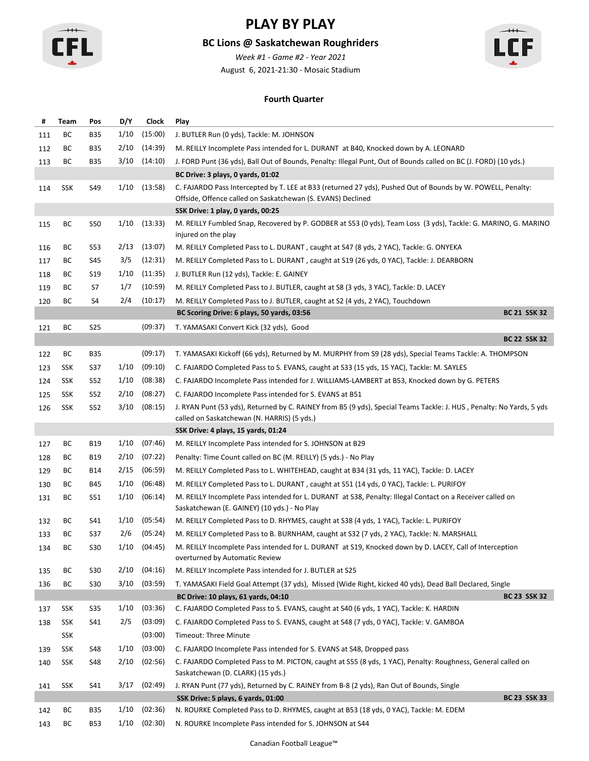# PLAY BY PLAY

## BC Lions @ Saskatchewan Roughriders

*Week #1 - Game #2 - Year 2021*

August 6, 2021-21:30 - Mosaic Stadium

### Fourth Quarter

| # | Team | Pos | D/Y | Clock | Play |
|---|---|---|---|---|---|
| 111 | BC | B35 | 1/10 | (15:00) | J. BUTLER Run (0 yds), Tackle: M. JOHNSON |
| 112 | BC | B35 | 2/10 | (14:39) | M. REILLY Incomplete Pass intended for L. DURANT at B40, Knocked down by A. LEONARD |
| 113 | BC | B35 | 3/10 | (14:10) | J. FORD Punt (36 yds), Ball Out of Bounds, Penalty: Illegal Punt, Out of Bounds called on BC (J. FORD) (10 yds.) |
| | | | | | **BC Drive: 3 plays, 0 yards, 01:02** |
| 114 | SSK | S49 | 1/10 | (13:58) | C. FAJARDO Pass Intercepted by T. LEE at B33 (returned 27 yds), Pushed Out of Bounds by W. POWELL, Penalty: Offside, Offence called on Saskatchewan (S. EVANS) Declined |
| | | | | | **SSK Drive: 1 play, 0 yards, 00:25** |
| 115 | BC | S50 | 1/10 | (13:33) | M. REILLY Fumbled Snap, Recovered by P. GODBER at S53 (0 yds), Team Loss (3 yds), Tackle: G. MARINO, G. MARINO injured on the play |
| 116 | BC | S53 | 2/13 | (13:07) | M. REILLY Completed Pass to L. DURANT , caught at S47 (8 yds, 2 YAC), Tackle: G. ONYEKA |
| 117 | BC | S45 | 3/5 | (12:31) | M. REILLY Completed Pass to L. DURANT , caught at S19 (26 yds, 0 YAC), Tackle: J. DEARBORN |
| 118 | BC | S19 | 1/10 | (11:35) | J. BUTLER Run (12 yds), Tackle: E. GAINEY |
| 119 | BC | S7 | 1/7 | (10:59) | M. REILLY Completed Pass to J. BUTLER, caught at S8 (3 yds, 3 YAC), Tackle: D. LACEY |
| 120 | BC | S4 | 2/4 | (10:17) | M. REILLY Completed Pass to J. BUTLER, caught at S2 (4 yds, 2 YAC), Touchdown |
| | | | | | **BC Scoring Drive: 6 plays, 50 yards, 03:56** — **BC 21 SSK 32** |
| 121 | BC | S25 | | (09:37) | T. YAMASAKI Convert Kick (32 yds), Good |
| | | | | | **BC 22 SSK 32** |
| 122 | BC | B35 | | (09:17) | T. YAMASAKI Kickoff (66 yds), Returned by M. MURPHY from S9 (28 yds), Special Teams Tackle: A. THOMPSON |
| 123 | SSK | S37 | 1/10 | (09:10) | C. FAJARDO Completed Pass to S. EVANS, caught at S33 (15 yds, 15 YAC), Tackle: M. SAYLES |
| 124 | SSK | S52 | 1/10 | (08:38) | C. FAJARDO Incomplete Pass intended for J. WILLIAMS-LAMBERT at B53, Knocked down by G. PETERS |
| 125 | SSK | S52 | 2/10 | (08:27) | C. FAJARDO Incomplete Pass intended for S. EVANS at B51 |
| 126 | SSK | S52 | 3/10 | (08:15) | J. RYAN Punt (53 yds), Returned by C. RAINEY from B5 (9 yds), Special Teams Tackle: J. HUS , Penalty: No Yards, 5 yds called on Saskatchewan (N. HARRIS) (5 yds.) |
| | | | | | **SSK Drive: 4 plays, 15 yards, 01:24** |
| 127 | BC | B19 | 1/10 | (07:46) | M. REILLY Incomplete Pass intended for S. JOHNSON at B29 |
| 128 | BC | B19 | 2/10 | (07:22) | Penalty: Time Count called on BC (M. REILLY) (5 yds.) - No Play |
| 129 | BC | B14 | 2/15 | (06:59) | M. REILLY Completed Pass to L. WHITEHEAD, caught at B34 (31 yds, 11 YAC), Tackle: D. LACEY |
| 130 | BC | B45 | 1/10 | (06:48) | M. REILLY Completed Pass to L. DURANT , caught at S51 (14 yds, 0 YAC), Tackle: L. PURIFOY |
| 131 | BC | S51 | 1/10 | (06:14) | M. REILLY Incomplete Pass intended for L. DURANT at S38, Penalty: Illegal Contact on a Receiver called on Saskatchewan (E. GAINEY) (10 yds.) - No Play |
| 132 | BC | S41 | 1/10 | (05:54) | M. REILLY Completed Pass to D. RHYMES, caught at S38 (4 yds, 1 YAC), Tackle: L. PURIFOY |
| 133 | BC | S37 | 2/6 | (05:24) | M. REILLY Completed Pass to B. BURNHAM, caught at S32 (7 yds, 2 YAC), Tackle: N. MARSHALL |
| 134 | BC | S30 | 1/10 | (04:45) | M. REILLY Incomplete Pass intended for L. DURANT at S19, Knocked down by D. LACEY, Call of Interception overturned by Automatic Review |
| 135 | BC | S30 | 2/10 | (04:16) | M. REILLY Incomplete Pass intended for J. BUTLER at S25 |
| 136 | BC | S30 | 3/10 | (03:59) | T. YAMASAKI Field Goal Attempt (37 yds), Missed (Wide Right, kicked 40 yds), Dead Ball Declared, Single |
| | | | | | **BC Drive: 10 plays, 61 yards, 04:10** — **BC 23 SSK 32** |
| 137 | SSK | S35 | 1/10 | (03:36) | C. FAJARDO Completed Pass to S. EVANS, caught at S40 (6 yds, 1 YAC), Tackle: K. HARDIN |
| 138 | SSK | S41 | 2/5 | (03:09) | C. FAJARDO Completed Pass to S. EVANS, caught at S48 (7 yds, 0 YAC), Tackle: V. GAMBOA |
| | SSK | | | (03:00) | Timeout: Three Minute |
| 139 | SSK | S48 | 1/10 | (03:00) | C. FAJARDO Incomplete Pass intended for S. EVANS at S48, Dropped pass |
| 140 | SSK | S48 | 2/10 | (02:56) | C. FAJARDO Completed Pass to M. PICTON, caught at S55 (8 yds, 1 YAC), Penalty: Roughness, General called on Saskatchewan (D. CLARK) (15 yds.) |
| 141 | SSK | S41 | 3/17 | (02:49) | J. RYAN Punt (77 yds), Returned by C. RAINEY from B-8 (2 yds), Ran Out of Bounds, Single |
| | | | | | **SSK Drive: 5 plays, 6 yards, 01:00** — **BC 23 SSK 33** |
| 142 | BC | B35 | 1/10 | (02:36) | N. ROURKE Completed Pass to D. RHYMES, caught at B53 (18 yds, 0 YAC), Tackle: M. EDEM |
| 143 | BC | B53 | 1/10 | (02:30) | N. ROURKE Incomplete Pass intended for S. JOHNSON at S44 |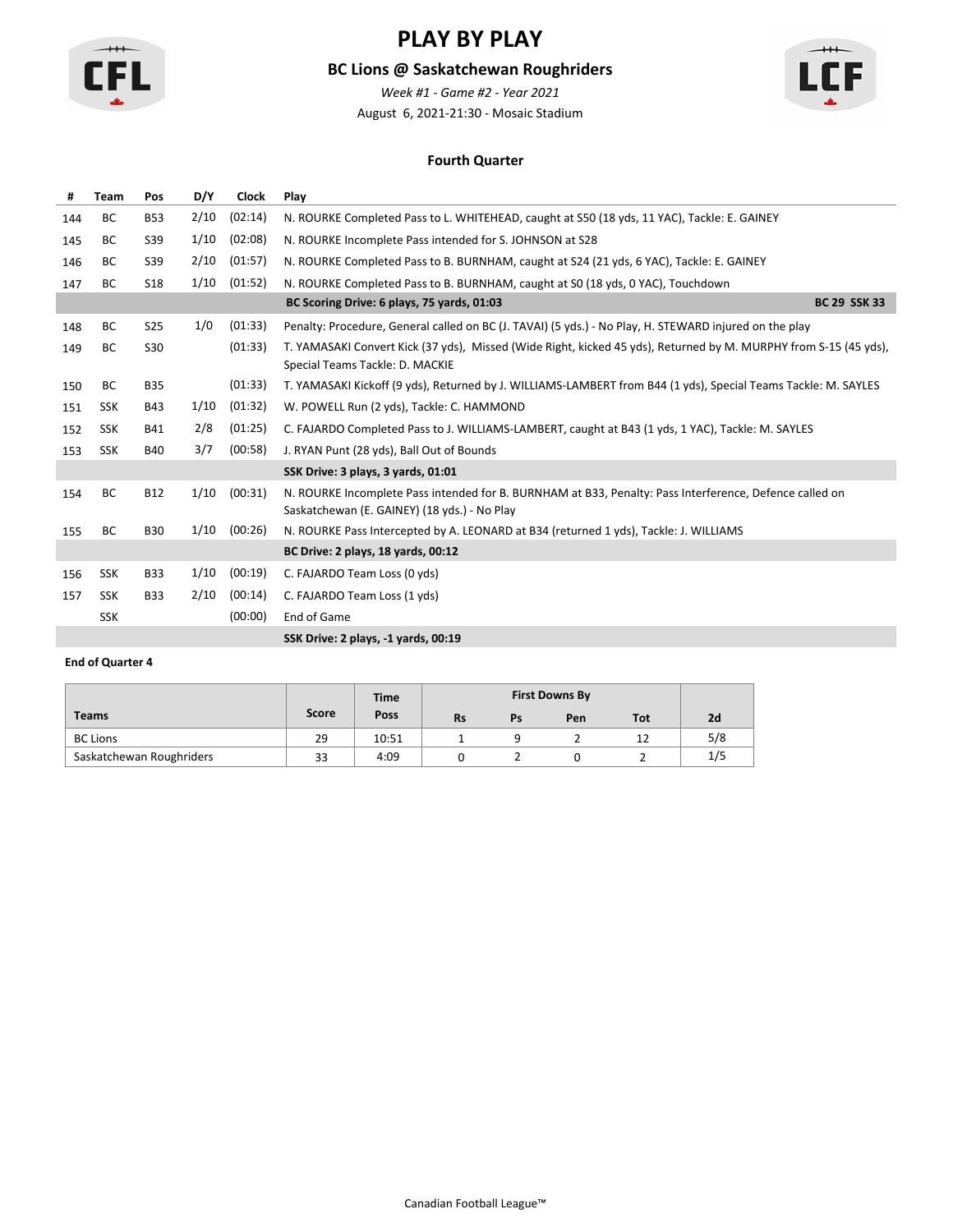# PLAY BY PLAY

## BC Lions @ Saskatchewan Roughriders

*Week #1 - Game #2 - Year 2021*

August 6, 2021-21:30 - Mosaic Stadium

### Fourth Quarter

| # | Team | Pos | D/Y | Clock | Play |
|---|---|---|---|---|---|
| 144 | BC | B53 | 2/10 | (02:14) | N. ROURKE Completed Pass to L. WHITEHEAD, caught at S50 (18 yds, 11 YAC), Tackle: E. GAINEY |
| 145 | BC | S39 | 1/10 | (02:08) | N. ROURKE Incomplete Pass intended for S. JOHNSON at S28 |
| 146 | BC | S39 | 2/10 | (01:57) | N. ROURKE Completed Pass to B. BURNHAM, caught at S24 (21 yds, 6 YAC), Tackle: E. GAINEY |
| 147 | BC | S18 | 1/10 | (01:52) | N. ROURKE Completed Pass to B. BURNHAM, caught at S0 (18 yds, 0 YAC), Touchdown |
| | | | | | **BC Scoring Drive: 6 plays, 75 yards, 01:03** **BC 29 SSK 33** |
| 148 | BC | S25 | 1/0 | (01:33) | Penalty: Procedure, General called on BC (J. TAVAI) (5 yds.) - No Play, H. STEWARD injured on the play |
| 149 | BC | S30 | | (01:33) | T. YAMASAKI Convert Kick (37 yds), Missed (Wide Right, kicked 45 yds), Returned by M. MURPHY from S-15 (45 yds), Special Teams Tackle: D. MACKIE |
| 150 | BC | B35 | | (01:33) | T. YAMASAKI Kickoff (9 yds), Returned by J. WILLIAMS-LAMBERT from B44 (1 yds), Special Teams Tackle: M. SAYLES |
| 151 | SSK | B43 | 1/10 | (01:32) | W. POWELL Run (2 yds), Tackle: C. HAMMOND |
| 152 | SSK | B41 | 2/8 | (01:25) | C. FAJARDO Completed Pass to J. WILLIAMS-LAMBERT, caught at B43 (1 yds, 1 YAC), Tackle: M. SAYLES |
| 153 | SSK | B40 | 3/7 | (00:58) | J. RYAN Punt (28 yds), Ball Out of Bounds |
| | | | | | **SSK Drive: 3 plays, 3 yards, 01:01** |
| 154 | BC | B12 | 1/10 | (00:31) | N. ROURKE Incomplete Pass intended for B. BURNHAM at B33, Penalty: Pass Interference, Defence called on Saskatchewan (E. GAINEY) (18 yds.) - No Play |
| 155 | BC | B30 | 1/10 | (00:26) | N. ROURKE Pass Intercepted by A. LEONARD at B34 (returned 1 yds), Tackle: J. WILLIAMS |
| | | | | | **BC Drive: 2 plays, 18 yards, 00:12** |
| 156 | SSK | B33 | 1/10 | (00:19) | C. FAJARDO Team Loss (0 yds) |
| 157 | SSK | B33 | 2/10 | (00:14) | C. FAJARDO Team Loss (1 yds) |
| | SSK | | | (00:00) | End of Game |
| | | | | | **SSK Drive: 2 plays, -1 yards, 00:19** |

**End of Quarter 4**

| Teams | Score | Time Poss | First Downs By | | | | 2d |
|---|---|---|---|---|---|---|---|
| | | | Rs | Ps | Pen | Tot | |
| BC Lions | 29 | 10:51 | 1 | 9 | 2 | 12 | 5/8 |
| Saskatchewan Roughriders | 33 | 4:09 | 0 | 2 | 0 | 2 | 1/5 |